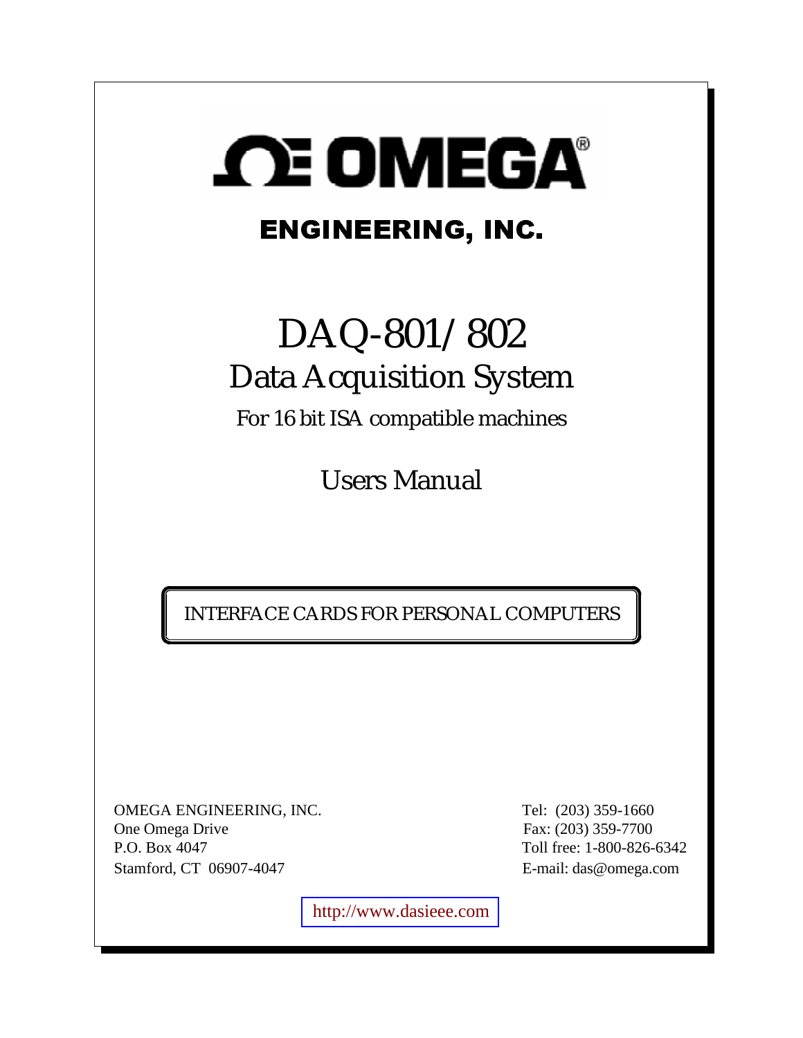# OMEGA®

## ENGINEERING, INC.

# DAQ-801/802

## Data Acquisition System

For 16 bit ISA compatible machines

## Users Manual

INTERFACE CARDS FOR PERSONAL COMPUTERS

OMEGA ENGINEERING, INC.
One Omega Drive
P.O. Box 4047
Stamford, CT 06907-4047

Tel: (203) 359-1660
Fax: (203) 359-7700
Toll free: 1-800-826-6342
E-mail: das@omega.com

http://www.dasieee.com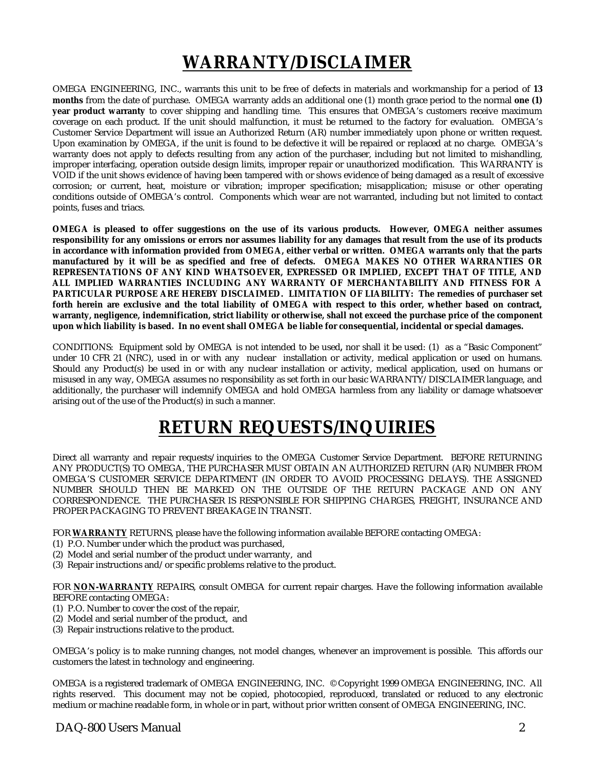# WARRANTY/DISCLAIMER

OMEGA ENGINEERING, INC., warrants this unit to be free of defects in materials and workmanship for a period of **13 months** from the date of purchase. OMEGA warranty adds an additional one (1) month grace period to the normal **one (1) year product warranty** to cover shipping and handling time. This ensures that OMEGA's customers receive maximum coverage on each product. If the unit should malfunction, it must be returned to the factory for evaluation. OMEGA's Customer Service Department will issue an Authorized Return (AR) number immediately upon phone or written request. Upon examination by OMEGA, if the unit is found to be defective it will be repaired or replaced at no charge. OMEGA's warranty does not apply to defects resulting from any action of the purchaser, including but not limited to mishandling, improper interfacing, operation outside design limits, improper repair or unauthorized modification. This WARRANTY is VOID if the unit shows evidence of having been tampered with or shows evidence of being damaged as a result of excessive corrosion; or current, heat, moisture or vibration; improper specification; misapplication; misuse or other operating conditions outside of OMEGA's control. Components which wear are not warranted, including but not limited to contact points, fuses and triacs.

**OMEGA is pleased to offer suggestions on the use of its various products. However, OMEGA neither assumes responsibility for any omissions or errors nor assumes liability for any damages that result from the use of its products in accordance with information provided from OMEGA, either verbal or written. OMEGA warrants only that the parts manufactured by it will be as specified and free of defects. OMEGA MAKES NO OTHER WARRANTIES OR REPRESENTATIONS OF ANY KIND WHATSOEVER, EXPRESSED OR IMPLIED, EXCEPT THAT OF TITLE, AND ALL IMPLIED WARRANTIES INCLUDING ANY WARRANTY OF MERCHANTABILITY AND FITNESS FOR A PARTICULAR PURPOSE ARE HEREBY DISCLAIMED. LIMITATION OF LIABILITY: The remedies of purchaser set forth herein are exclusive and the total liability of OMEGA with respect to this order, whether based on contract, warranty, negligence, indemnification, strict liability or otherwise, shall not exceed the purchase price of the component upon which liability is based. In no event shall OMEGA be liable for consequential, incidental or special damages.**

CONDITIONS: Equipment sold by OMEGA is not intended to be used**,** nor shall it be used: (1) as a "Basic Component" under 10 CFR 21 (NRC), used in or with any nuclear installation or activity, medical application or used on humans. Should any Product(s) be used in or with any nuclear installation or activity, medical application, used on humans or misused in any way, OMEGA assumes no responsibility as set forth in our basic WARRANTY/DISCLAIMER language, and additionally, the purchaser will indemnify OMEGA and hold OMEGA harmless from any liability or damage whatsoever arising out of the use of the Product(s) in such a manner.

# RETURN REQUESTS/INQUIRIES

Direct all warranty and repair requests/inquiries to the OMEGA Customer Service Department. BEFORE RETURNING ANY PRODUCT(S) TO OMEGA, THE PURCHASER MUST OBTAIN AN AUTHORIZED RETURN (AR) NUMBER FROM OMEGA'S CUSTOMER SERVICE DEPARTMENT (IN ORDER TO AVOID PROCESSING DELAYS). THE ASSIGNED NUMBER SHOULD THEN BE MARKED ON THE OUTSIDE OF THE RETURN PACKAGE AND ON ANY CORRESPONDENCE. THE PURCHASER IS RESPONSIBLE FOR SHIPPING CHARGES, FREIGHT, INSURANCE AND PROPER PACKAGING TO PREVENT BREAKAGE IN TRANSIT.

FOR **WARRANTY** RETURNS, please have the following information available BEFORE contacting OMEGA:
(1) P.O. Number under which the product was purchased,
(2) Model and serial number of the product under warranty, and
(3) Repair instructions and/or specific problems relative to the product.

FOR **NON-WARRANTY** REPAIRS, consult OMEGA for current repair charges. Have the following information available BEFORE contacting OMEGA:
(1) P.O. Number to cover the cost of the repair,
(2) Model and serial number of the product, and
(3) Repair instructions relative to the product.

OMEGA's policy is to make running changes, not model changes, whenever an improvement is possible. This affords our customers the latest in technology and engineering.

OMEGA is a registered trademark of OMEGA ENGINEERING, INC. © Copyright 1999 OMEGA ENGINEERING, INC. All rights reserved. This document may not be copied, photocopied, reproduced, translated or reduced to any electronic medium or machine readable form, in whole or in part, without prior written consent of OMEGA ENGINEERING, INC.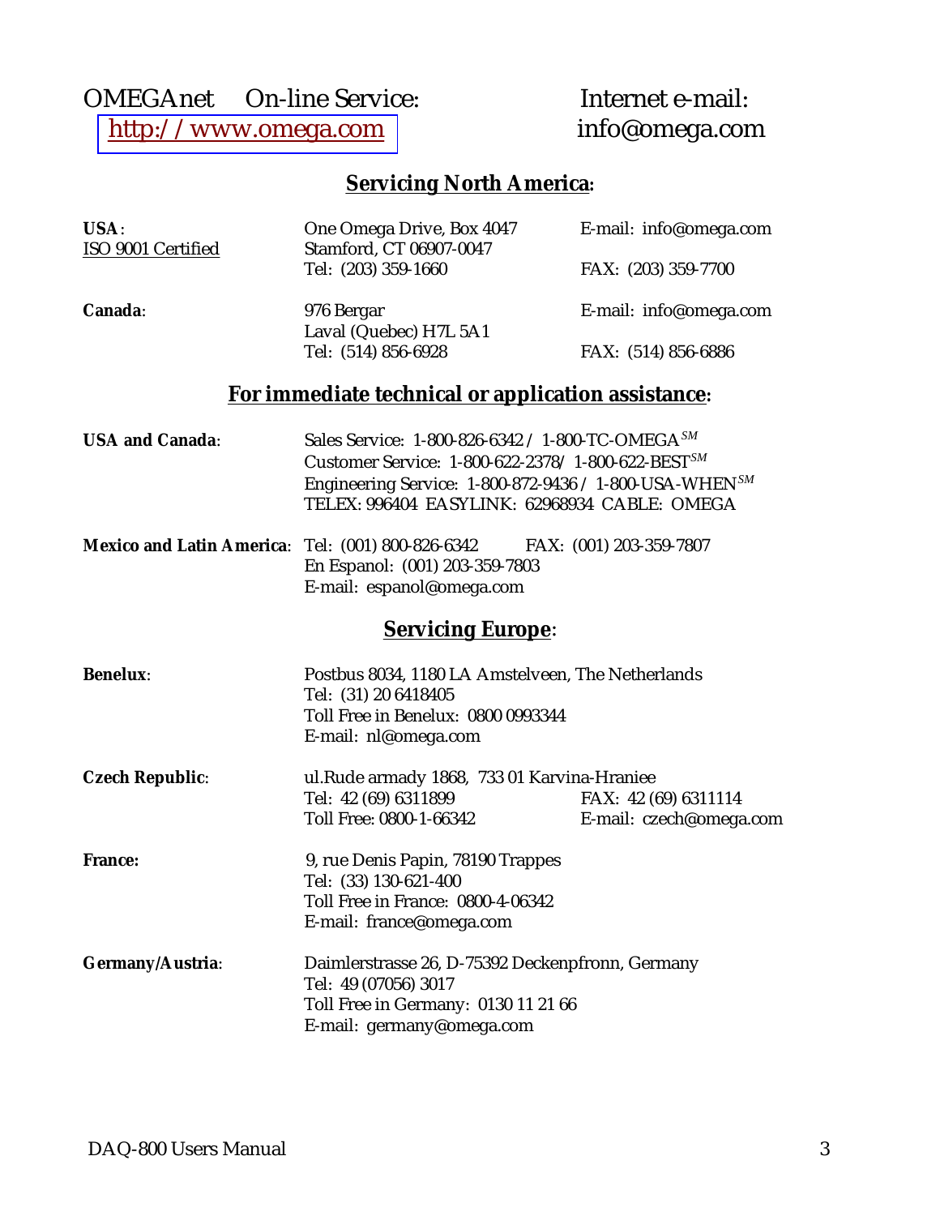OMEGAnet On-line Service: http://www.omega.com

Internet e-mail: info@omega.com

## Servicing North America:

**USA**:
ISO 9001 Certified

One Omega Drive, Box 4047
Stamford, CT 06907-0047
Tel: (203) 359-1660
E-mail: info@omega.com
FAX: (203) 359-7700

**Canada**:

976 Bergar
Laval (Quebec) H7L 5A1
Tel: (514) 856-6928
E-mail: info@omega.com
FAX: (514) 856-6886

## For immediate technical or application assistance:

**USA and Canada**:

Sales Service: 1-800-826-6342 / 1-800-TC-OMEGA^SM
Customer Service: 1-800-622-2378/ 1-800-622-BEST^SM
Engineering Service: 1-800-872-9436 / 1-800-USA-WHEN^SM
TELEX: 996404 EASYLINK: 62968934 CABLE: OMEGA

**Mexico and Latin America**:

Tel: (001) 800-826-6342 FAX: (001) 203-359-7807
En Espanol: (001) 203-359-7803
E-mail: espanol@omega.com

## Servicing Europe:

**Benelux**:

Postbus 8034, 1180 LA Amstelveen, The Netherlands
Tel: (31) 20 6418405
Toll Free in Benelux: 0800 0993344
E-mail: nl@omega.com

**Czech Republic**:

ul.Rude armady 1868, 733 01 Karvina-Hraniee
Tel: 42 (69) 6311899
FAX: 42 (69) 6311114
Toll Free: 0800-1-66342
E-mail: czech@omega.com

**France:**

9, rue Denis Papin, 78190 Trappes
Tel: (33) 130-621-400
Toll Free in France: 0800-4-06342
E-mail: france@omega.com

**Germany/Austria**:

Daimlerstrasse 26, D-75392 Deckenpfronn, Germany
Tel: 49 (07056) 3017
Toll Free in Germany: 0130 11 21 66
E-mail: germany@omega.com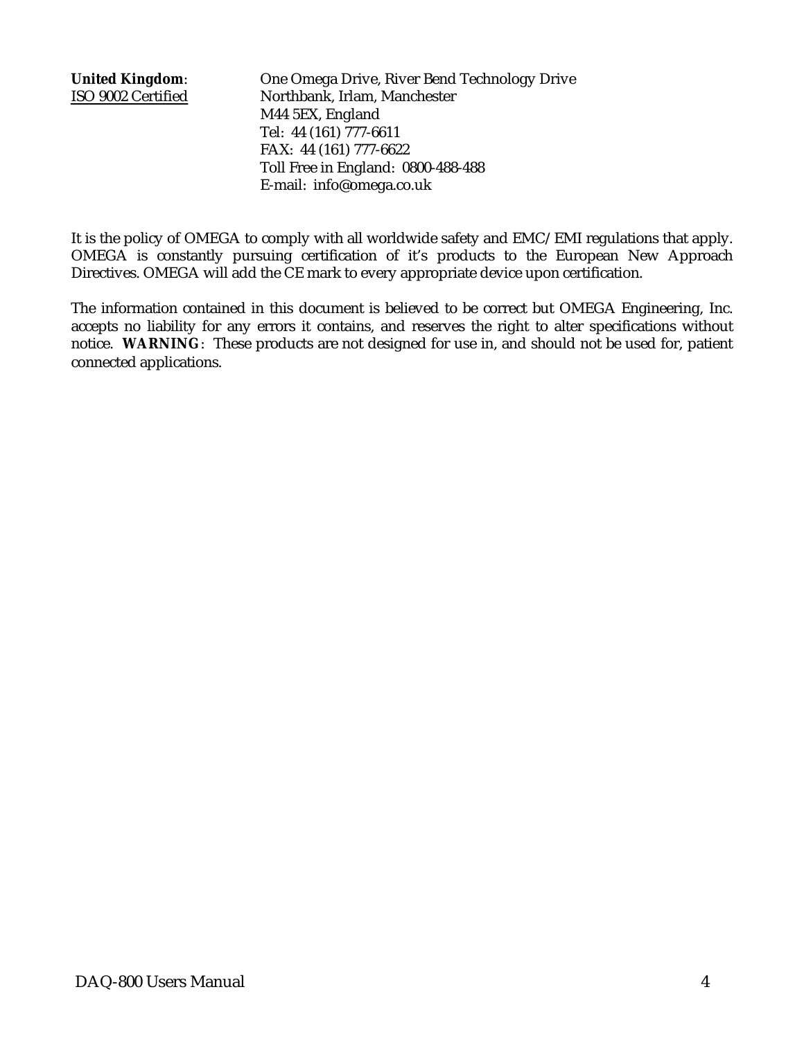**United Kingdom**: 
ISO 9002 Certified

One Omega Drive, River Bend Technology Drive
Northbank, Irlam, Manchester
M44 5EX, England
Tel: 44 (161) 777-6611
FAX: 44 (161) 777-6622
Toll Free in England: 0800-488-488
E-mail: info@omega.co.uk

It is the policy of OMEGA to comply with all worldwide safety and EMC/EMI regulations that apply. OMEGA is constantly pursuing certification of it's products to the European New Approach Directives. OMEGA will add the CE mark to every appropriate device upon certification.

The information contained in this document is believed to be correct but OMEGA Engineering, Inc. accepts no liability for any errors it contains, and reserves the right to alter specifications without notice. **WARNING**: These products are not designed for use in, and should not be used for, patient connected applications.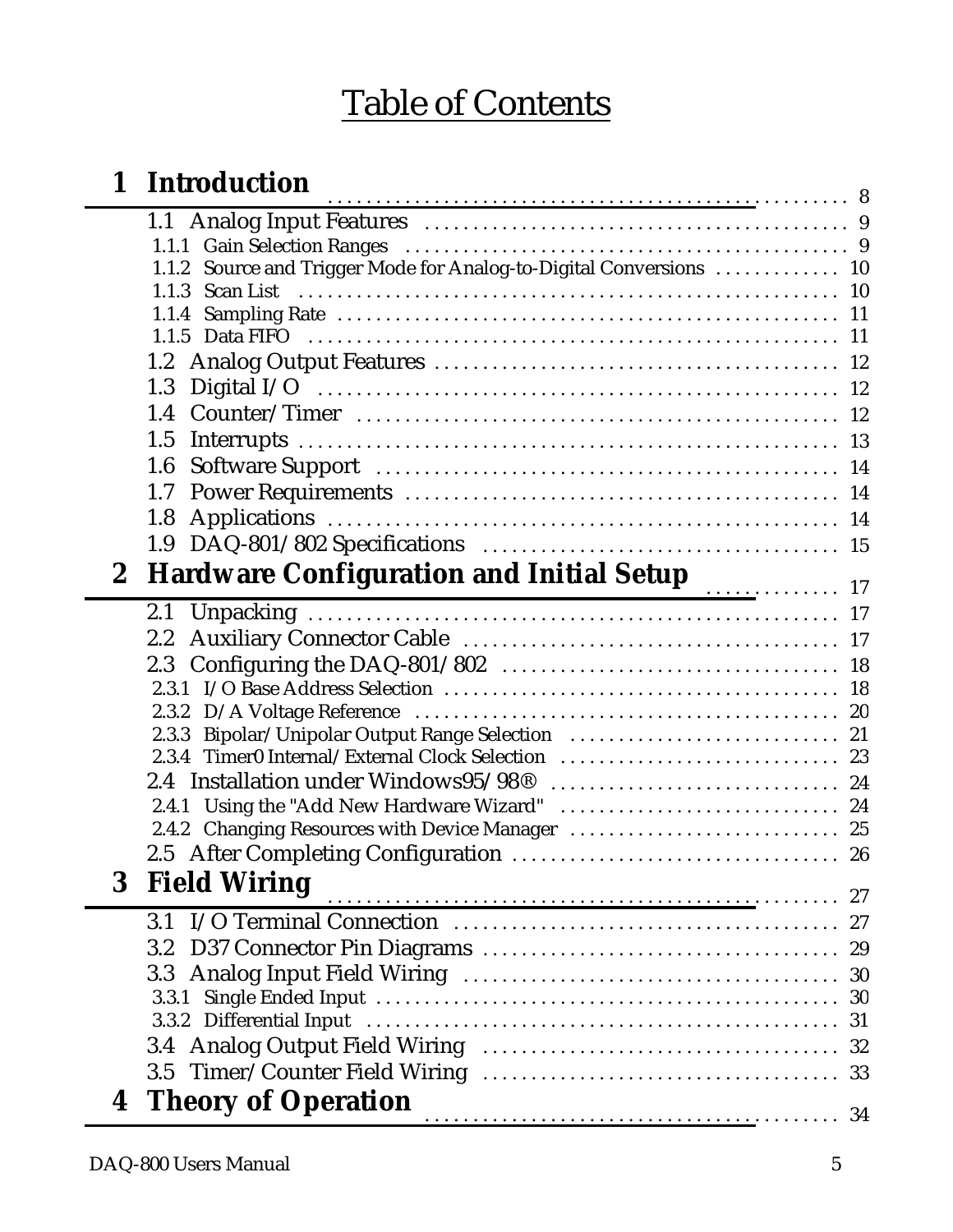# Table of Contents

**1 Introduction** ........ 8

- 1.1 Analog Input Features ........ 9
  - 1.1.1 Gain Selection Ranges ........ 9
  - 1.1.2 Source and Trigger Mode for Analog-to-Digital Conversions ........ 10
  - 1.1.3 Scan List ........ 10
  - 1.1.4 Sampling Rate ........ 11
  - 1.1.5 Data FIFO ........ 11
- 1.2 Analog Output Features ........ 12
- 1.3 Digital I/O ........ 12
- 1.4 Counter/Timer ........ 12
- 1.5 Interrupts ........ 13
- 1.6 Software Support ........ 14
- 1.7 Power Requirements ........ 14
- 1.8 Applications ........ 14
- 1.9 DAQ-801/802 Specifications ........ 15

**2 Hardware Configuration and Initial Setup** ........ 17

- 2.1 Unpacking ........ 17
- 2.2 Auxiliary Connector Cable ........ 17
- 2.3 Configuring the DAQ-801/802 ........ 18
  - 2.3.1 I/O Base Address Selection ........ 18
  - 2.3.2 D/A Voltage Reference ........ 20
  - 2.3.3 Bipolar/Unipolar Output Range Selection ........ 21
  - 2.3.4 Timer0 Internal/External Clock Selection ........ 23
- 2.4 Installation under Windows95/98® ........ 24
  - 2.4.1 Using the "Add New Hardware Wizard" ........ 24
  - 2.4.2 Changing Resources with Device Manager ........ 25
- 2.5 After Completing Configuration ........ 26

**3 Field Wiring** ........ 27

- 3.1 I/O Terminal Connection ........ 27
- 3.2 D37 Connector Pin Diagrams ........ 29
- 3.3 Analog Input Field Wiring ........ 30
  - 3.3.1 Single Ended Input ........ 30
  - 3.3.2 Differential Input ........ 31
- 3.4 Analog Output Field Wiring ........ 32
- 3.5 Timer/Counter Field Wiring ........ 33

**4 Theory of Operation** ........ 34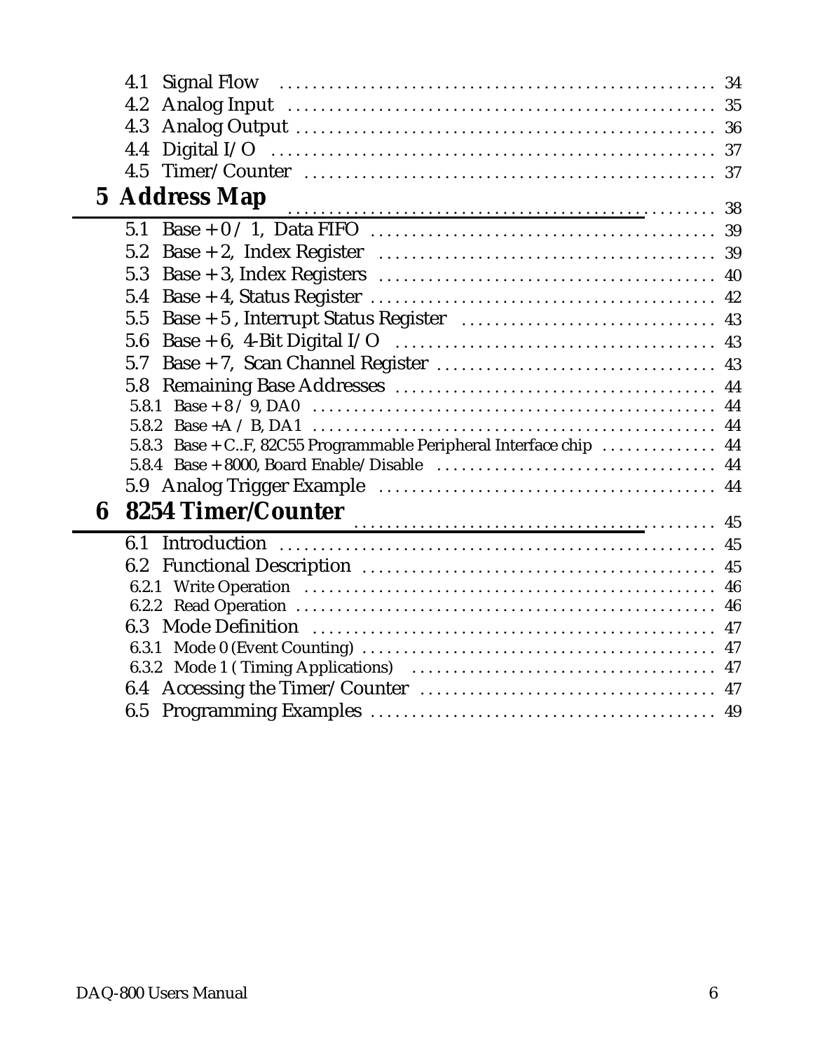4.1 Signal Flow ..................................................... 34
4.2 Analog Input ..................................................... 35
4.3 Analog Output ..................................................... 36
4.4 Digital I/O ..................................................... 37
4.5 Timer/Counter ..................................................... 37

**5 Address Map** ..................................................... 38

5.1 Base + 0 / 1, Data FIFO ..................................................... 39
5.2 Base + 2, Index Register ..................................................... 39
5.3 Base + 3, Index Registers ..................................................... 40
5.4 Base + 4, Status Register ..................................................... 42
5.5 Base + 5 , Interrupt Status Register ..................................................... 43
5.6 Base + 6, 4-Bit Digital I/O ..................................................... 43
5.7 Base + 7, Scan Channel Register ..................................................... 43
5.8 Remaining Base Addresses ..................................................... 44
5.8.1 Base + 8 / 9, DA0 ..................................................... 44
5.8.2 Base +A / B, DA1 ..................................................... 44
5.8.3 Base + C..F, 82C55 Programmable Peripheral Interface chip ..................................................... 44
5.8.4 Base + 8000, Board Enable/Disable ..................................................... 44
5.9 Analog Trigger Example ..................................................... 44

**6 8254 Timer/Counter** ..................................................... 45

6.1 Introduction ..................................................... 45
6.2 Functional Description ..................................................... 45
6.2.1 Write Operation ..................................................... 46
6.2.2 Read Operation ..................................................... 46
6.3 Mode Definition ..................................................... 47
6.3.1 Mode 0 (Event Counting) ..................................................... 47
6.3.2 Mode 1 ( Timing Applications) ..................................................... 47
6.4 Accessing the Timer/Counter ..................................................... 47
6.5 Programming Examples ..................................................... 49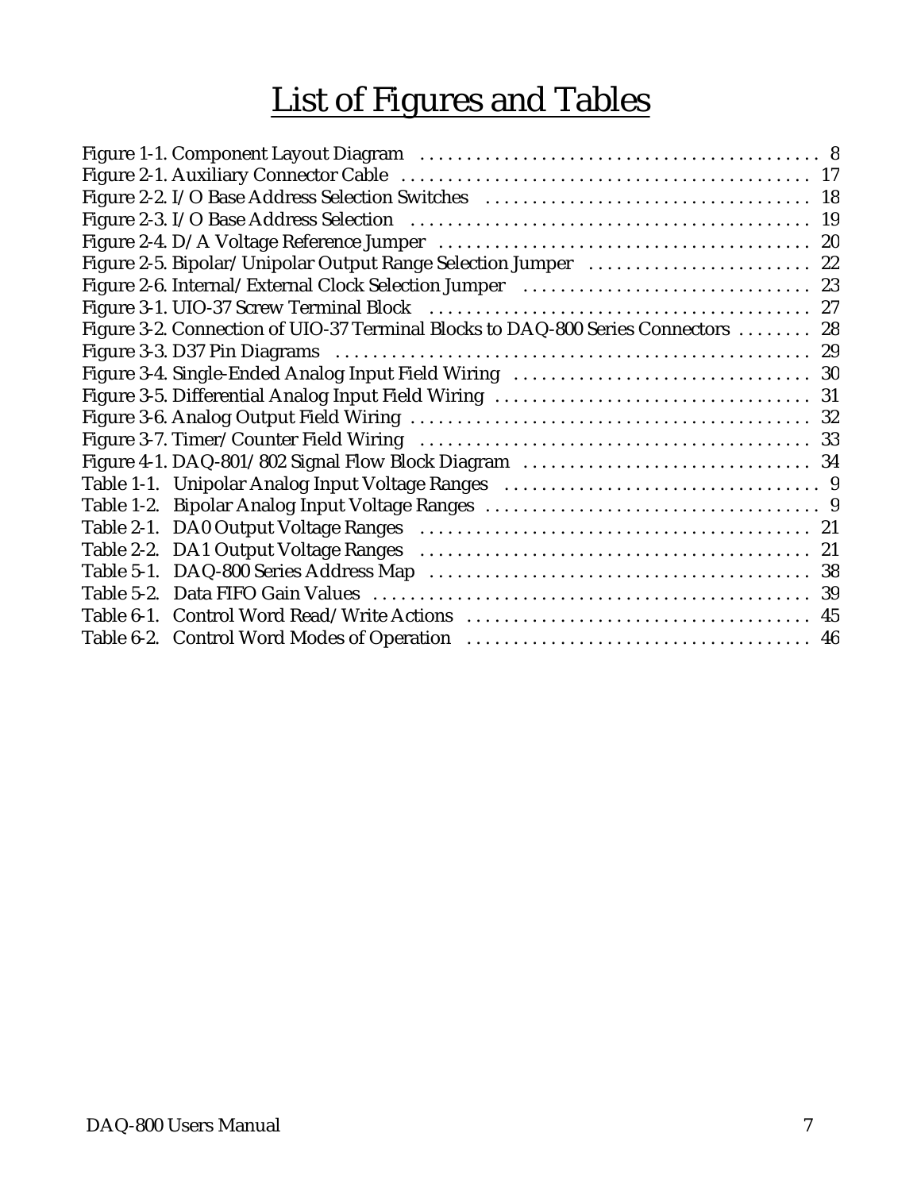# List of Figures and Tables

Figure 1-1. Component Layout Diagram . . . . . . . . . . . . . . . . . . . . . . . . . . . . . . . . . . . . . . . . . . . 8
Figure 2-1. Auxiliary Connector Cable . . . . . . . . . . . . . . . . . . . . . . . . . . . . . . . . . . . . . . . . . . . 17
Figure 2-2. I/O Base Address Selection Switches . . . . . . . . . . . . . . . . . . . . . . . . . . . . . . . . . . . 18
Figure 2-3. I/O Base Address Selection . . . . . . . . . . . . . . . . . . . . . . . . . . . . . . . . . . . . . . . . . . 19
Figure 2-4. D/A Voltage Reference Jumper . . . . . . . . . . . . . . . . . . . . . . . . . . . . . . . . . . . . . . . 20
Figure 2-5. Bipolar/Unipolar Output Range Selection Jumper . . . . . . . . . . . . . . . . . . . . . . . . 22
Figure 2-6. Internal/External Clock Selection Jumper . . . . . . . . . . . . . . . . . . . . . . . . . . . . . . 23
Figure 3-1. UIO-37 Screw Terminal Block . . . . . . . . . . . . . . . . . . . . . . . . . . . . . . . . . . . . . . . . 27
Figure 3-2. Connection of UIO-37 Terminal Blocks to DAQ-800 Series Connectors . . . . . . . . 28
Figure 3-3. D37 Pin Diagrams . . . . . . . . . . . . . . . . . . . . . . . . . . . . . . . . . . . . . . . . . . . . . . . . . . 29
Figure 3-4. Single-Ended Analog Input Field Wiring . . . . . . . . . . . . . . . . . . . . . . . . . . . . . . . . 30
Figure 3-5. Differential Analog Input Field Wiring . . . . . . . . . . . . . . . . . . . . . . . . . . . . . . . . . . 31
Figure 3-6. Analog Output Field Wiring . . . . . . . . . . . . . . . . . . . . . . . . . . . . . . . . . . . . . . . . . . . 32
Figure 3-7. Timer/Counter Field Wiring . . . . . . . . . . . . . . . . . . . . . . . . . . . . . . . . . . . . . . . . . . 33
Figure 4-1. DAQ-801/802 Signal Flow Block Diagram . . . . . . . . . . . . . . . . . . . . . . . . . . . . . . . 34
Table 1-1. Unipolar Analog Input Voltage Ranges . . . . . . . . . . . . . . . . . . . . . . . . . . . . . . . . . . 9
Table 1-2. Bipolar Analog Input Voltage Ranges . . . . . . . . . . . . . . . . . . . . . . . . . . . . . . . . . . . . 9
Table 2-1. DA0 Output Voltage Ranges . . . . . . . . . . . . . . . . . . . . . . . . . . . . . . . . . . . . . . . . . . 21
Table 2-2. DA1 Output Voltage Ranges . . . . . . . . . . . . . . . . . . . . . . . . . . . . . . . . . . . . . . . . . . 21
Table 5-1. DAQ-800 Series Address Map . . . . . . . . . . . . . . . . . . . . . . . . . . . . . . . . . . . . . . . . . 38
Table 5-2. Data FIFO Gain Values . . . . . . . . . . . . . . . . . . . . . . . . . . . . . . . . . . . . . . . . . . . . . . . 39
Table 6-1. Control Word Read/Write Actions . . . . . . . . . . . . . . . . . . . . . . . . . . . . . . . . . . . . . . 45
Table 6-2. Control Word Modes of Operation . . . . . . . . . . . . . . . . . . . . . . . . . . . . . . . . . . . . . 46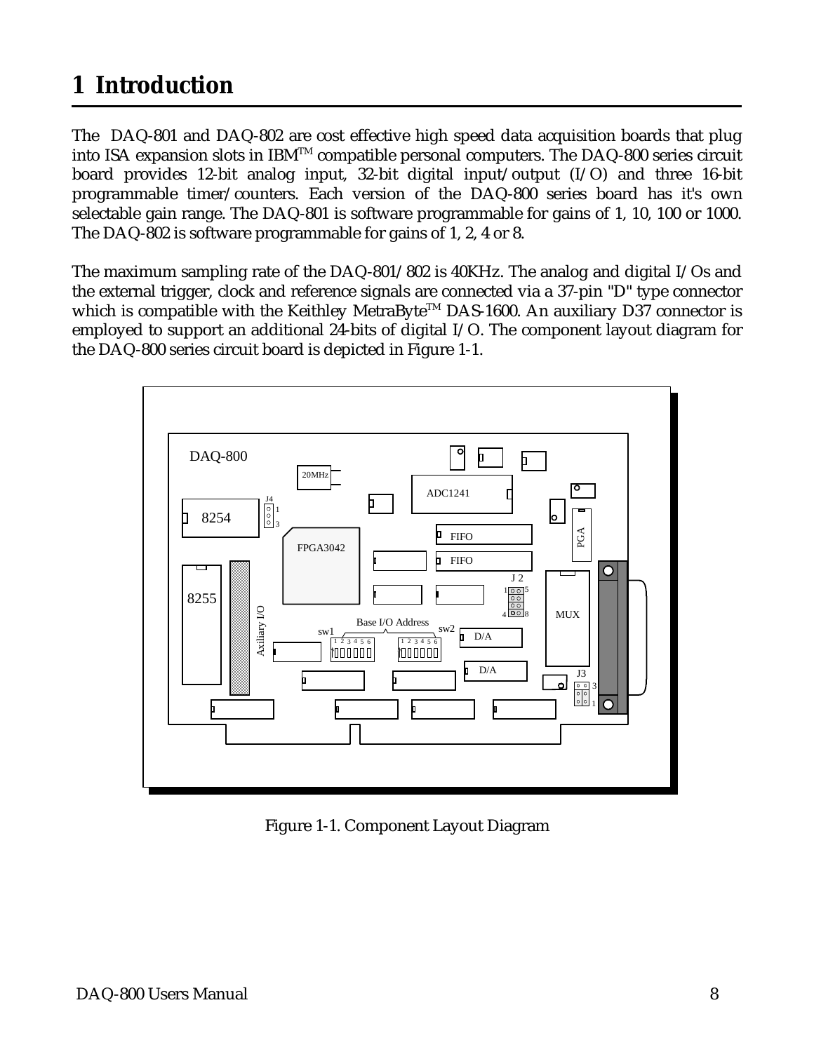# 1 Introduction

The DAQ-801 and DAQ-802 are cost effective high speed data acquisition boards that plug into ISA expansion slots in IBM™ compatible personal computers. The DAQ-800 series circuit board provides 12-bit analog input, 32-bit digital input/output (I/O) and three 16-bit programmable timer/counters. Each version of the DAQ-800 series board has it's own selectable gain range. The DAQ-801 is software programmable for gains of 1, 10, 100 or 1000. The DAQ-802 is software programmable for gains of 1, 2, 4 or 8.

The maximum sampling rate of the DAQ-801/802 is 40KHz. The analog and digital I/Os and the external trigger, clock and reference signals are connected via a 37-pin "D" type connector which is compatible with the Keithley MetraByte™ DAS-1600. An auxiliary D37 connector is employed to support an additional 24-bits of digital I/O. The component layout diagram for the DAQ-800 series circuit board is depicted in Figure 1-1.

Figure 1-1. Component Layout Diagram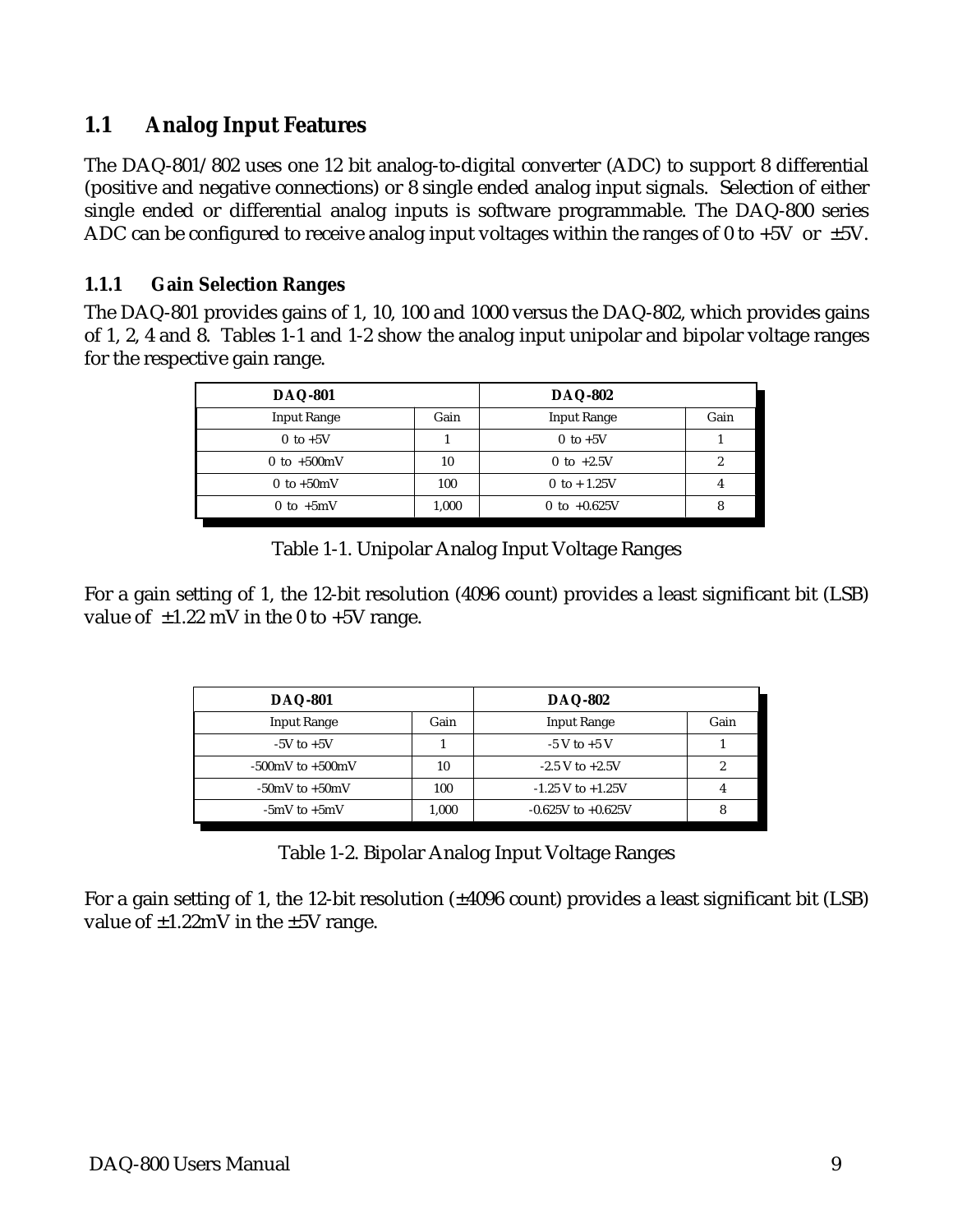## 1.1 Analog Input Features

The DAQ-801/802 uses one 12 bit analog-to-digital converter (ADC) to support 8 differential (positive and negative connections) or 8 single ended analog input signals. Selection of either single ended or differential analog inputs is software programmable. The DAQ-800 series ADC can be configured to receive analog input voltages within the ranges of 0 to +5V or ±5V.

### 1.1.1 Gain Selection Ranges

The DAQ-801 provides gains of 1, 10, 100 and 1000 versus the DAQ-802, which provides gains of 1, 2, 4 and 8. Tables 1-1 and 1-2 show the analog input unipolar and bipolar voltage ranges for the respective gain range.

| **DAQ-801** | | **DAQ-802** | |
|---|---|---|---|
| Input Range | Gain | Input Range | Gain |
| 0 to +5V | 1 | 0 to +5V | 1 |
| 0 to +500mV | 10 | 0 to +2.5V | 2 |
| 0 to +50mV | 100 | 0 to + 1.25V | 4 |
| 0 to +5mV | 1,000 | 0 to +0.625V | 8 |

Table 1-1. Unipolar Analog Input Voltage Ranges

For a gain setting of 1, the 12-bit resolution (4096 count) provides a least significant bit (LSB) value of ±1.22 mV in the 0 to +5V range.

| **DAQ-801** | | **DAQ-802** | |
|---|---|---|---|
| Input Range | Gain | Input Range | Gain |
| -5V to +5V | 1 | -5 V to +5 V | 1 |
| -500mV to +500mV | 10 | -2.5 V to +2.5V | 2 |
| -50mV to +50mV | 100 | -1.25 V to +1.25V | 4 |
| -5mV to +5mV | 1,000 | -0.625V to +0.625V | 8 |

Table 1-2. Bipolar Analog Input Voltage Ranges

For a gain setting of 1, the 12-bit resolution (±4096 count) provides a least significant bit (LSB) value of ±1.22mV in the ±5V range.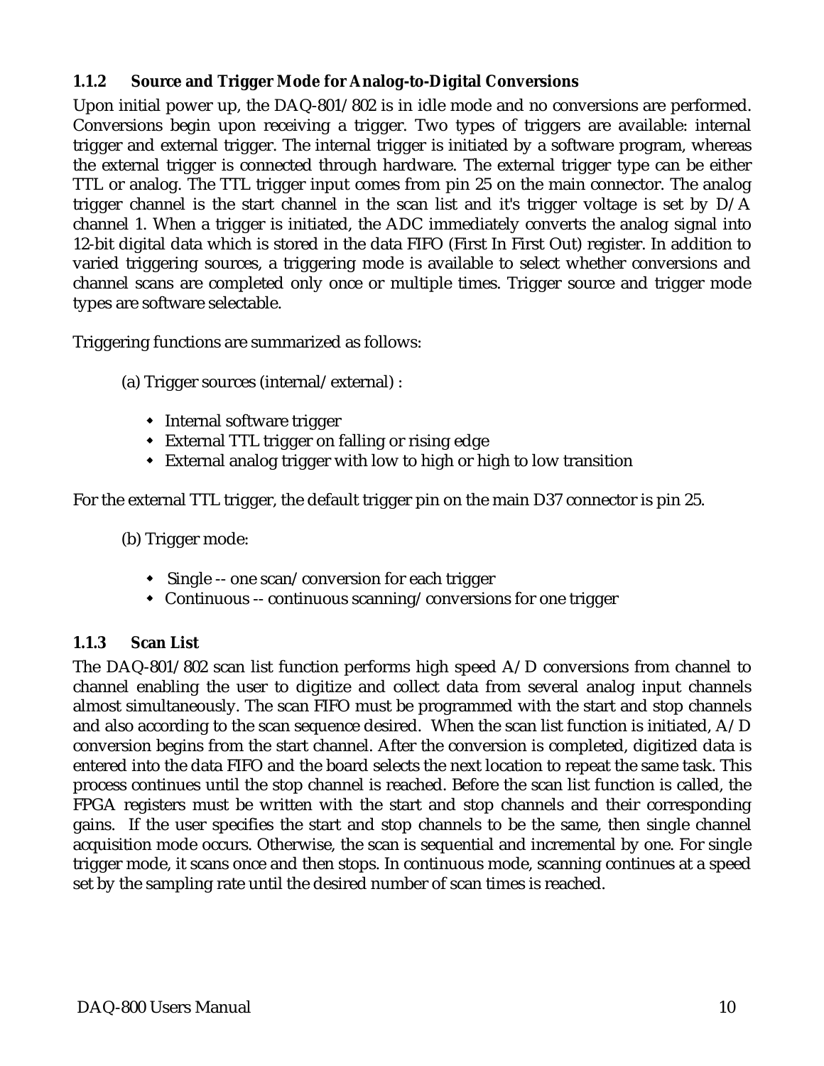### 1.1.2 Source and Trigger Mode for Analog-to-Digital Conversions

Upon initial power up, the DAQ-801/802 is in idle mode and no conversions are performed. Conversions begin upon receiving a trigger. Two types of triggers are available: internal trigger and external trigger. The internal trigger is initiated by a software program, whereas the external trigger is connected through hardware. The external trigger type can be either TTL or analog. The TTL trigger input comes from pin 25 on the main connector. The analog trigger channel is the start channel in the scan list and it's trigger voltage is set by D/A channel 1. When a trigger is initiated, the ADC immediately converts the analog signal into 12-bit digital data which is stored in the data FIFO (First In First Out) register. In addition to varied triggering sources, a triggering mode is available to select whether conversions and channel scans are completed only once or multiple times. Trigger source and trigger mode types are software selectable.

Triggering functions are summarized as follows:

(a) Trigger sources (internal/external) :

- Internal software trigger
- External TTL trigger on falling or rising edge
- External analog trigger with low to high or high to low transition

For the external TTL trigger, the default trigger pin on the main D37 connector is pin 25.

(b) Trigger mode:

- Single -- one scan/conversion for each trigger
- Continuous -- continuous scanning/conversions for one trigger

### 1.1.3 Scan List

The DAQ-801/802 scan list function performs high speed A/D conversions from channel to channel enabling the user to digitize and collect data from several analog input channels almost simultaneously. The scan FIFO must be programmed with the start and stop channels and also according to the scan sequence desired. When the scan list function is initiated, A/D conversion begins from the start channel. After the conversion is completed, digitized data is entered into the data FIFO and the board selects the next location to repeat the same task. This process continues until the stop channel is reached. Before the scan list function is called, the FPGA registers must be written with the start and stop channels and their corresponding gains. If the user specifies the start and stop channels to be the same, then single channel acquisition mode occurs. Otherwise, the scan is sequential and incremental by one. For single trigger mode, it scans once and then stops. In continuous mode, scanning continues at a speed set by the sampling rate until the desired number of scan times is reached.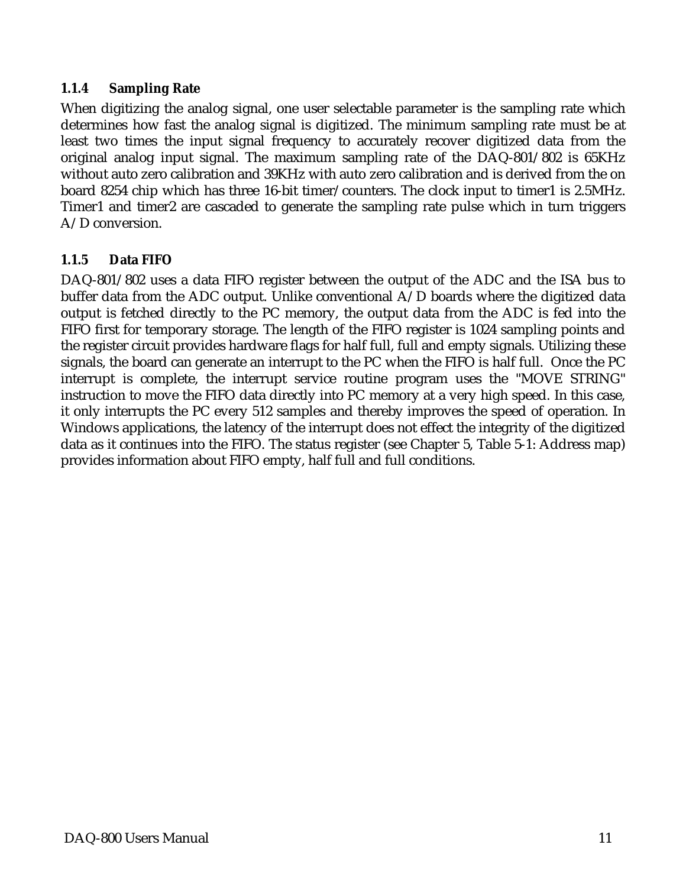### 1.1.4 Sampling Rate

When digitizing the analog signal, one user selectable parameter is the sampling rate which determines how fast the analog signal is digitized. The minimum sampling rate must be at least two times the input signal frequency to accurately recover digitized data from the original analog input signal. The maximum sampling rate of the DAQ-801/802 is 65KHz without auto zero calibration and 39KHz with auto zero calibration and is derived from the on board 8254 chip which has three 16-bit timer/counters. The clock input to timer1 is 2.5MHz. Timer1 and timer2 are cascaded to generate the sampling rate pulse which in turn triggers A/D conversion.

### 1.1.5 Data FIFO

DAQ-801/802 uses a data FIFO register between the output of the ADC and the ISA bus to buffer data from the ADC output. Unlike conventional A/D boards where the digitized data output is fetched directly to the PC memory, the output data from the ADC is fed into the FIFO first for temporary storage. The length of the FIFO register is 1024 sampling points and the register circuit provides hardware flags for half full, full and empty signals. Utilizing these signals, the board can generate an interrupt to the PC when the FIFO is half full. Once the PC interrupt is complete, the interrupt service routine program uses the "MOVE STRING" instruction to move the FIFO data directly into PC memory at a very high speed. In this case, it only interrupts the PC every 512 samples and thereby improves the speed of operation. In Windows applications, the latency of the interrupt does not effect the integrity of the digitized data as it continues into the FIFO. The status register (see Chapter 5, Table 5-1: Address map) provides information about FIFO empty, half full and full conditions.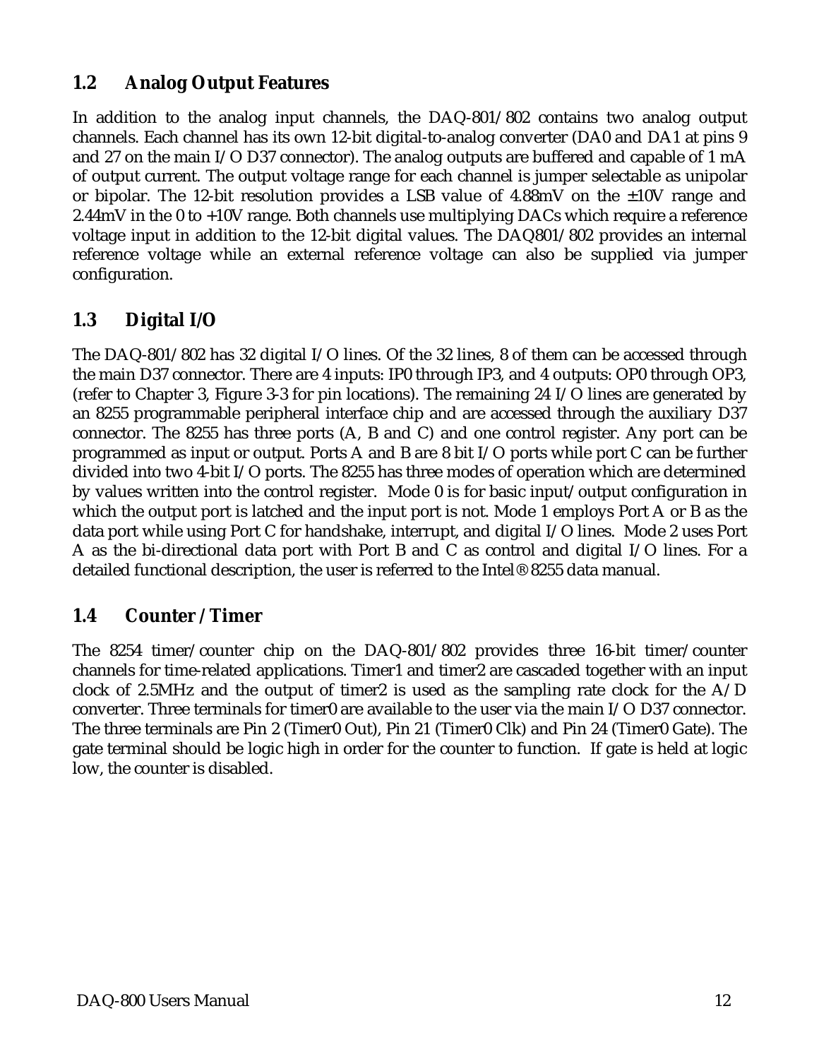## 1.2 Analog Output Features

In addition to the analog input channels, the DAQ-801/802 contains two analog output channels. Each channel has its own 12-bit digital-to-analog converter (DA0 and DA1 at pins 9 and 27 on the main I/O D37 connector). The analog outputs are buffered and capable of 1 mA of output current. The output voltage range for each channel is jumper selectable as unipolar or bipolar. The 12-bit resolution provides a LSB value of 4.88mV on the ±10V range and 2.44mV in the 0 to +10V range. Both channels use multiplying DACs which require a reference voltage input in addition to the 12-bit digital values. The DAQ801/802 provides an internal reference voltage while an external reference voltage can also be supplied via jumper configuration.

## 1.3 Digital I/O

The DAQ-801/802 has 32 digital I/O lines. Of the 32 lines, 8 of them can be accessed through the main D37 connector. There are 4 inputs: IP0 through IP3, and 4 outputs: OP0 through OP3, (refer to Chapter 3, Figure 3-3 for pin locations). The remaining 24 I/O lines are generated by an 8255 programmable peripheral interface chip and are accessed through the auxiliary D37 connector. The 8255 has three ports (A, B and C) and one control register. Any port can be programmed as input or output. Ports A and B are 8 bit I/O ports while port C can be further divided into two 4-bit I/O ports. The 8255 has three modes of operation which are determined by values written into the control register. Mode 0 is for basic input/output configuration in which the output port is latched and the input port is not. Mode 1 employs Port A or B as the data port while using Port C for handshake, interrupt, and digital I/O lines. Mode 2 uses Port A as the bi-directional data port with Port B and C as control and digital I/O lines. For a detailed functional description, the user is referred to the Intel® 8255 data manual.

## 1.4 Counter / Timer

The 8254 timer/counter chip on the DAQ-801/802 provides three 16-bit timer/counter channels for time-related applications. Timer1 and timer2 are cascaded together with an input clock of 2.5MHz and the output of timer2 is used as the sampling rate clock for the A/D converter. Three terminals for timer0 are available to the user via the main I/O D37 connector. The three terminals are Pin 2 (Timer0 Out), Pin 21 (Timer0 Clk) and Pin 24 (Timer0 Gate). The gate terminal should be logic high in order for the counter to function. If gate is held at logic low, the counter is disabled.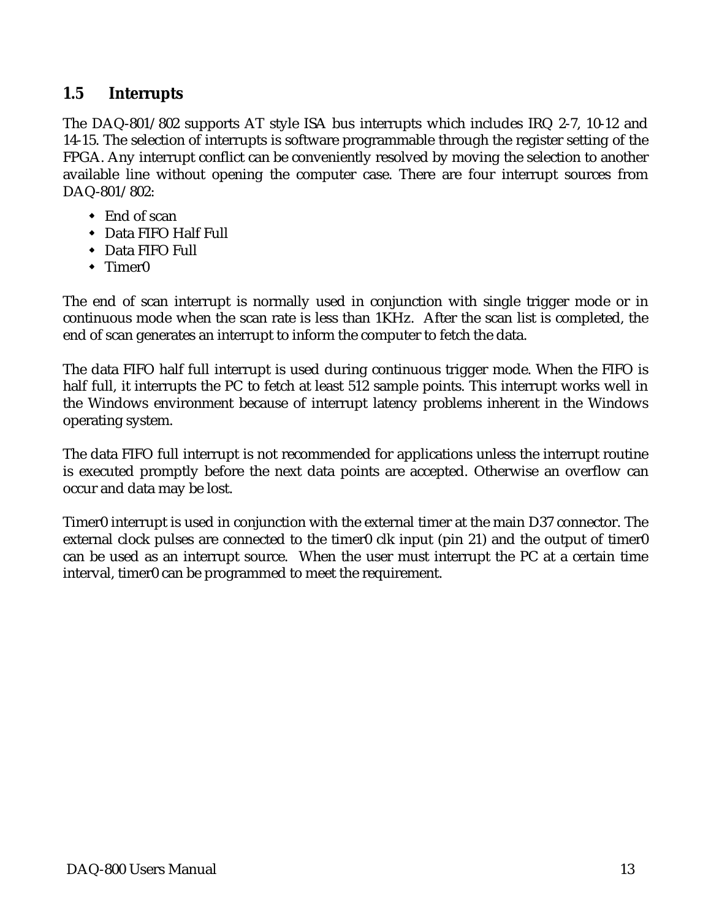## 1.5 Interrupts

The DAQ-801/802 supports AT style ISA bus interrupts which includes IRQ 2-7, 10-12 and 14-15. The selection of interrupts is software programmable through the register setting of the FPGA. Any interrupt conflict can be conveniently resolved by moving the selection to another available line without opening the computer case. There are four interrupt sources from DAQ-801/802:

- End of scan
- Data FIFO Half Full
- Data FIFO Full
- Timer0

The end of scan interrupt is normally used in conjunction with single trigger mode or in continuous mode when the scan rate is less than 1KHz. After the scan list is completed, the end of scan generates an interrupt to inform the computer to fetch the data.

The data FIFO half full interrupt is used during continuous trigger mode. When the FIFO is half full, it interrupts the PC to fetch at least 512 sample points. This interrupt works well in the Windows environment because of interrupt latency problems inherent in the Windows operating system.

The data FIFO full interrupt is not recommended for applications unless the interrupt routine is executed promptly before the next data points are accepted. Otherwise an overflow can occur and data may be lost.

Timer0 interrupt is used in conjunction with the external timer at the main D37 connector. The external clock pulses are connected to the timer0 clk input (pin 21) and the output of timer0 can be used as an interrupt source. When the user must interrupt the PC at a certain time interval, timer0 can be programmed to meet the requirement.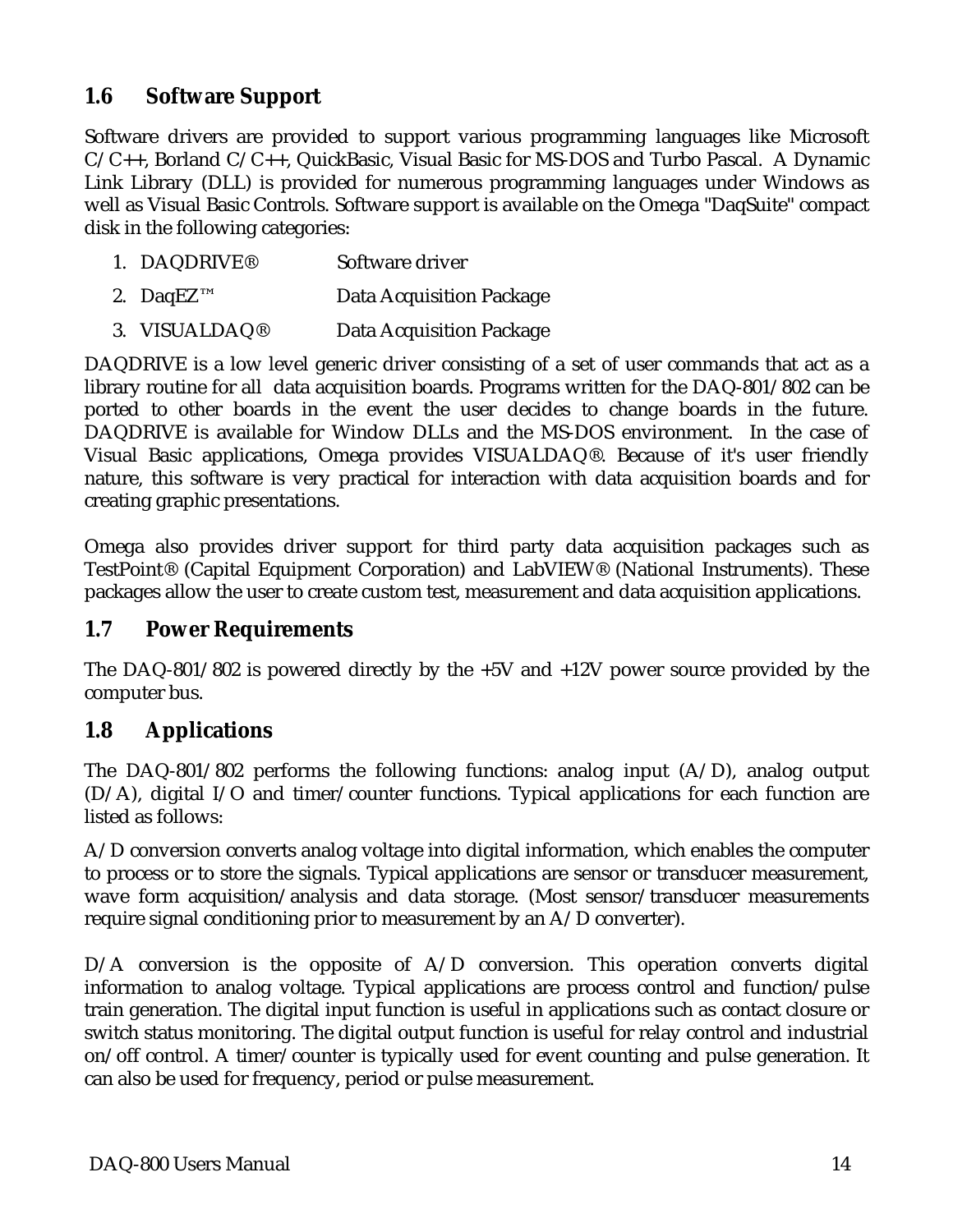## 1.6 Software Support

Software drivers are provided to support various programming languages like Microsoft C/C++, Borland C/C++, QuickBasic, Visual Basic for MS-DOS and Turbo Pascal. A Dynamic Link Library (DLL) is provided for numerous programming languages under Windows as well as Visual Basic Controls. Software support is available on the Omega "DaqSuite" compact disk in the following categories:

1. DAQDRIVE® Software driver
2. DaqEZ™ Data Acquisition Package
3. VISUALDAQ® Data Acquisition Package

DAQDRIVE is a low level generic driver consisting of a set of user commands that act as a library routine for all data acquisition boards. Programs written for the DAQ-801/802 can be ported to other boards in the event the user decides to change boards in the future. DAQDRIVE is available for Window DLLs and the MS-DOS environment. In the case of Visual Basic applications, Omega provides VISUALDAQ®. Because of it's user friendly nature, this software is very practical for interaction with data acquisition boards and for creating graphic presentations.

Omega also provides driver support for third party data acquisition packages such as TestPoint® (Capital Equipment Corporation) and LabVIEW® (National Instruments). These packages allow the user to create custom test, measurement and data acquisition applications.

## 1.7 Power Requirements

The DAQ-801/802 is powered directly by the +5V and +12V power source provided by the computer bus.

## 1.8 Applications

The DAQ-801/802 performs the following functions: analog input (A/D), analog output (D/A), digital I/O and timer/counter functions. Typical applications for each function are listed as follows:

A/D conversion converts analog voltage into digital information, which enables the computer to process or to store the signals. Typical applications are sensor or transducer measurement, wave form acquisition/analysis and data storage. (Most sensor/transducer measurements require signal conditioning prior to measurement by an A/D converter).

D/A conversion is the opposite of A/D conversion. This operation converts digital information to analog voltage. Typical applications are process control and function/pulse train generation. The digital input function is useful in applications such as contact closure or switch status monitoring. The digital output function is useful for relay control and industrial on/off control. A timer/counter is typically used for event counting and pulse generation. It can also be used for frequency, period or pulse measurement.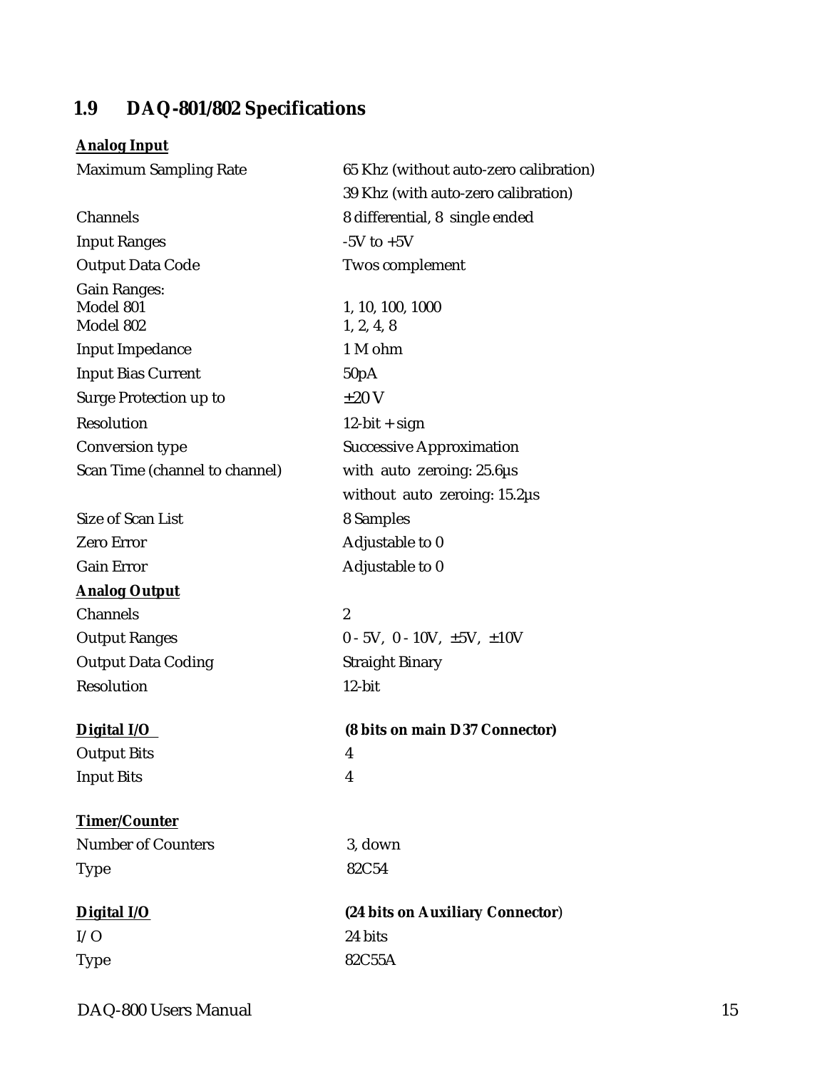## 1.9 DAQ-801/802 Specifications

**Analog Input**

| | |
|---|---|
| Maximum Sampling Rate | 65 Khz (without auto-zero calibration) |
| | 39 Khz (with auto-zero calibration) |
| Channels | 8 differential, 8 single ended |
| Input Ranges | -5V to +5V |
| Output Data Code | Twos complement |
| Gain Ranges: | |
| Model 801 | 1, 10, 100, 1000 |
| Model 802 | 1, 2, 4, 8 |
| Input Impedance | 1 M ohm |
| Input Bias Current | 50pA |
| Surge Protection up to | ±20 V |
| Resolution | 12-bit + sign |
| Conversion type | Successive Approximation |
| Scan Time (channel to channel) | with auto zeroing: 25.6µs |
| | without auto zeroing: 15.2µs |
| Size of Scan List | 8 Samples |
| Zero Error | Adjustable to 0 |
| Gain Error | Adjustable to 0 |

**Analog Output**

| | |
|---|---|
| Channels | 2 |
| Output Ranges | 0 - 5V, 0 - 10V, ±5V, ±10V |
| Output Data Coding | Straight Binary |
| Resolution | 12-bit |

**Digital I/O** **(8 bits on main D37 Connector)**

| | |
|---|---|
| Output Bits | 4 |
| Input Bits | 4 |

**Timer/Counter**

| | |
|---|---|
| Number of Counters | 3, down |
| Type | 82C54 |

**Digital I/O** **(24 bits on Auxiliary Connector)**

| | |
|---|---|
| I/O | 24 bits |
| Type | 82C55A |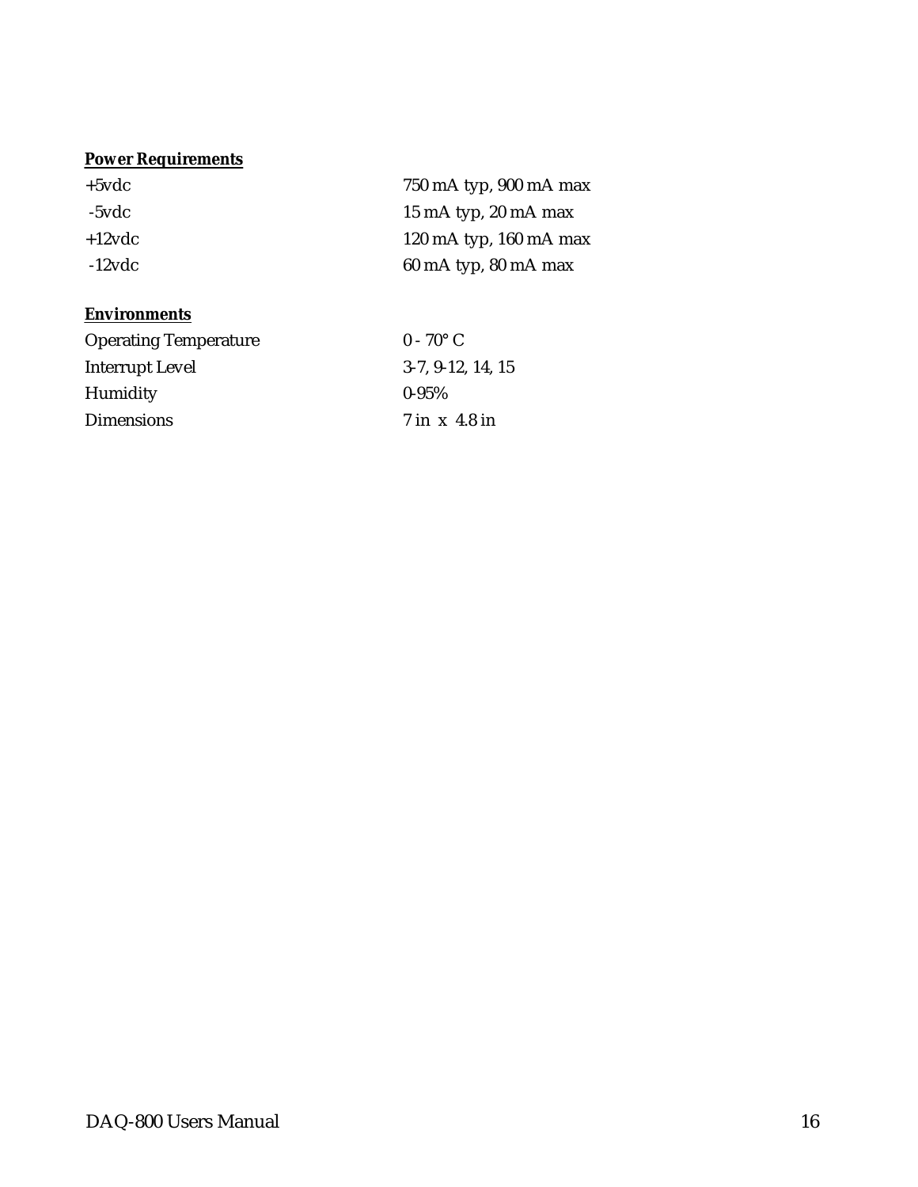**Power Requirements**

| | |
|---|---|
| +5vdc | 750 mA typ, 900 mA max |
| -5vdc | 15 mA typ, 20 mA max |
| +12vdc | 120 mA typ, 160 mA max |
| -12vdc | 60 mA typ, 80 mA max |

**Environments**

| | |
|---|---|
| Operating Temperature | 0 - 70° C |
| Interrupt Level | 3-7, 9-12, 14, 15 |
| Humidity | 0-95% |
| Dimensions | 7 in x 4.8 in |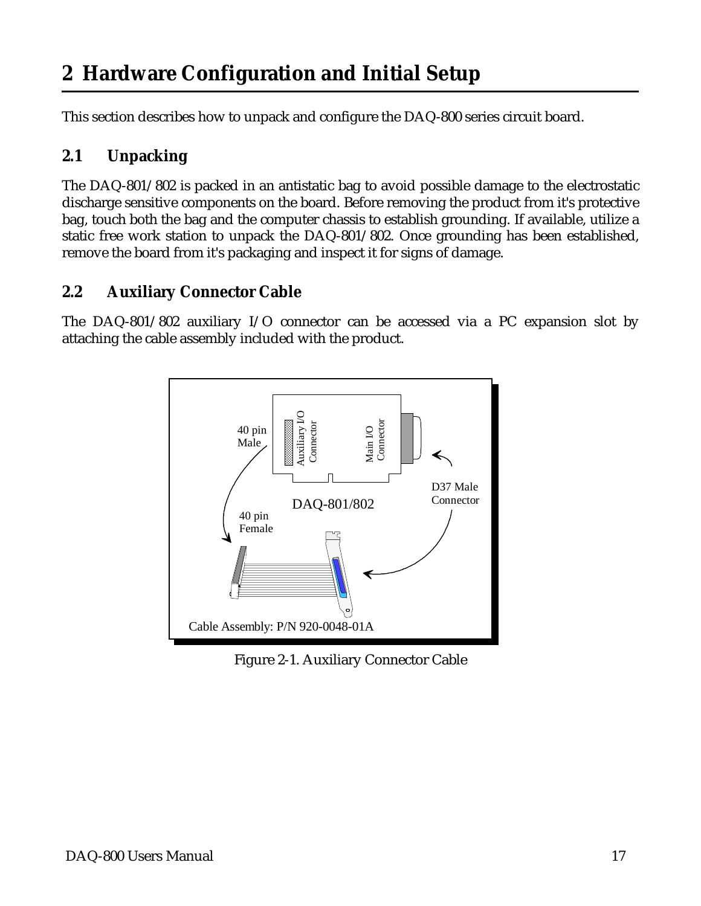# 2 Hardware Configuration and Initial Setup

This section describes how to unpack and configure the DAQ-800 series circuit board.

## 2.1 Unpacking

The DAQ-801/802 is packed in an antistatic bag to avoid possible damage to the electrostatic discharge sensitive components on the board. Before removing the product from it's protective bag, touch both the bag and the computer chassis to establish grounding. If available, utilize a static free work station to unpack the DAQ-801/802. Once grounding has been established, remove the board from it's packaging and inspect it for signs of damage.

## 2.2 Auxiliary Connector Cable

The DAQ-801/802 auxiliary I/O connector can be accessed via a PC expansion slot by attaching the cable assembly included with the product.

Figure 2-1. Auxiliary Connector Cable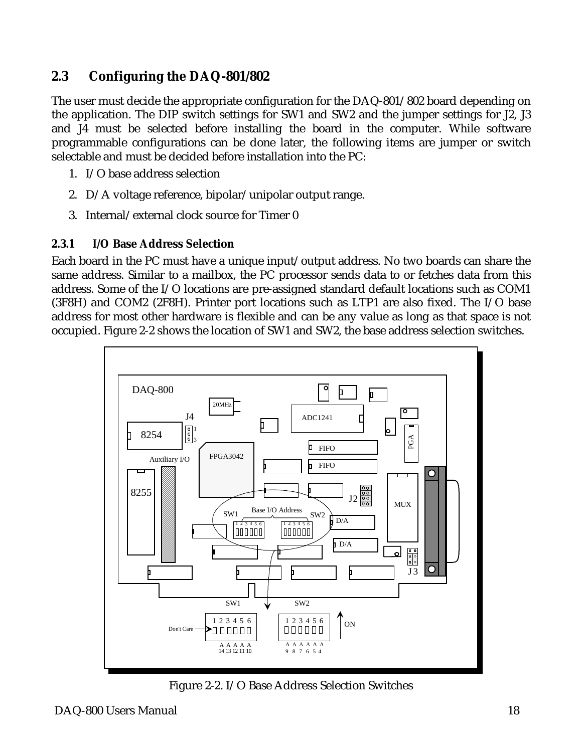## 2.3 Configuring the DAQ-801/802

The user must decide the appropriate configuration for the DAQ-801/802 board depending on the application. The DIP switch settings for SW1 and SW2 and the jumper settings for J2, J3 and J4 must be selected before installing the board in the computer. While software programmable configurations can be done later, the following items are jumper or switch selectable and must be decided before installation into the PC:

1. I/O base address selection
2. D/A voltage reference, bipolar/unipolar output range.
3. Internal/external clock source for Timer 0

### 2.3.1 I/O Base Address Selection

Each board in the PC must have a unique input/output address. No two boards can share the same address. Similar to a mailbox, the PC processor sends data to or fetches data from this address. Some of the I/O locations are pre-assigned standard default locations such as COM1 (3F8H) and COM2 (2F8H). Printer port locations such as LTP1 are also fixed. The I/O base address for most other hardware is flexible and can be any value as long as that space is not occupied. Figure 2-2 shows the location of SW1 and SW2, the base address selection switches.

Figure 2-2. I/O Base Address Selection Switches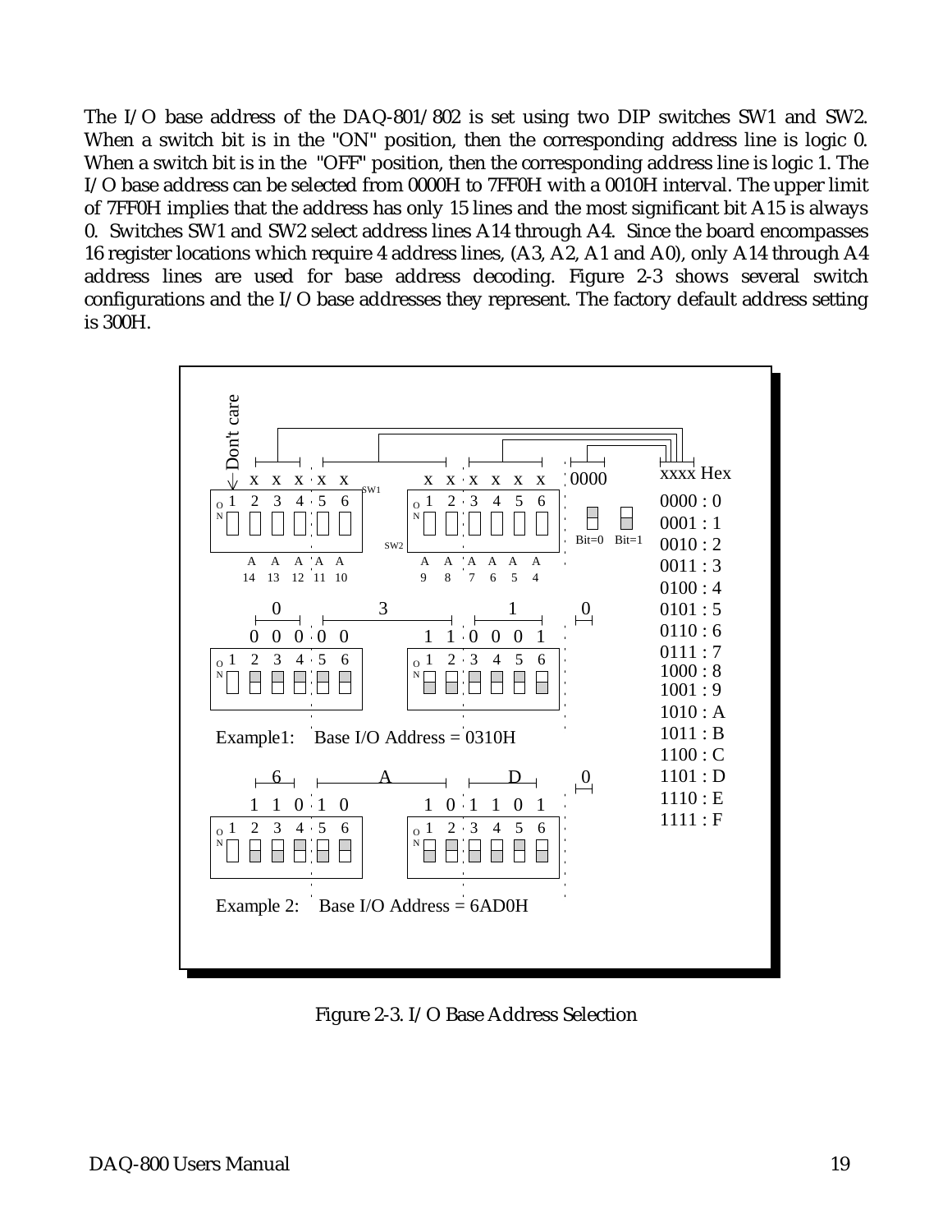The I/O base address of the DAQ-801/802 is set using two DIP switches SW1 and SW2. When a switch bit is in the "ON" position, then the corresponding address line is logic 0. When a switch bit is in the "OFF" position, then the corresponding address line is logic 1. The I/O base address can be selected from 0000H to 7FF0H with a 0010H interval. The upper limit of 7FF0H implies that the address has only 15 lines and the most significant bit A15 is always 0. Switches SW1 and SW2 select address lines A14 through A4. Since the board encompasses 16 register locations which require 4 address lines, (A3, A2, A1 and A0), only A14 through A4 address lines are used for base address decoding. Figure 2-3 shows several switch configurations and the I/O base addresses they represent. The factory default address setting is 300H.

Figure 2-3. I/O Base Address Selection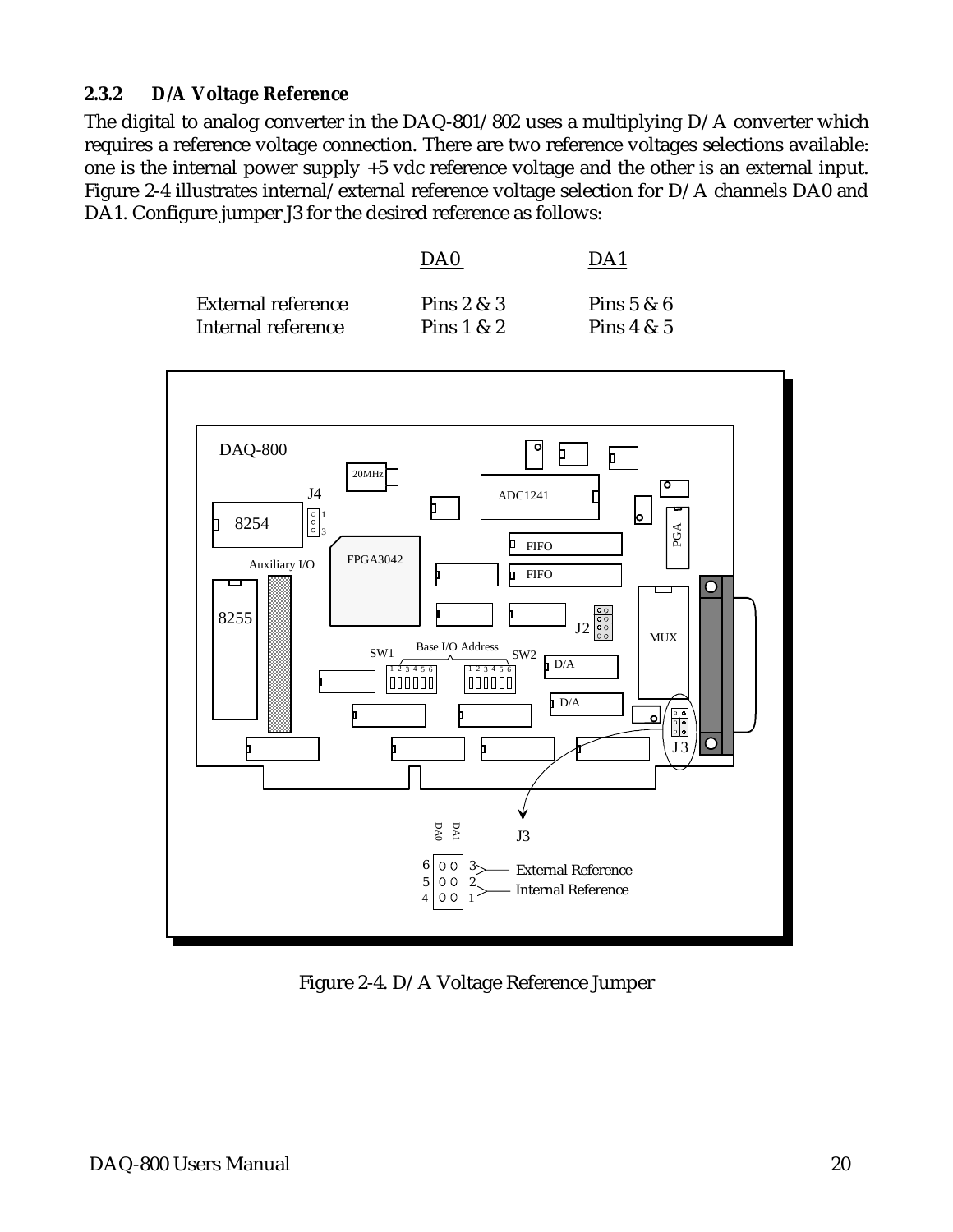### 2.3.2 D/A Voltage Reference

The digital to analog converter in the DAQ-801/802 uses a multiplying D/A converter which requires a reference voltage connection. There are two reference voltages selections available: one is the internal power supply +5 vdc reference voltage and the other is an external input. Figure 2-4 illustrates internal/external reference voltage selection for D/A channels DA0 and DA1. Configure jumper J3 for the desired reference as follows:

| | DA0 | DA1 |
|---|---|---|
| External reference | Pins 2 & 3 | Pins 5 & 6 |
| Internal reference | Pins 1 & 2 | Pins 4 & 5 |

Figure 2-4. D/A Voltage Reference Jumper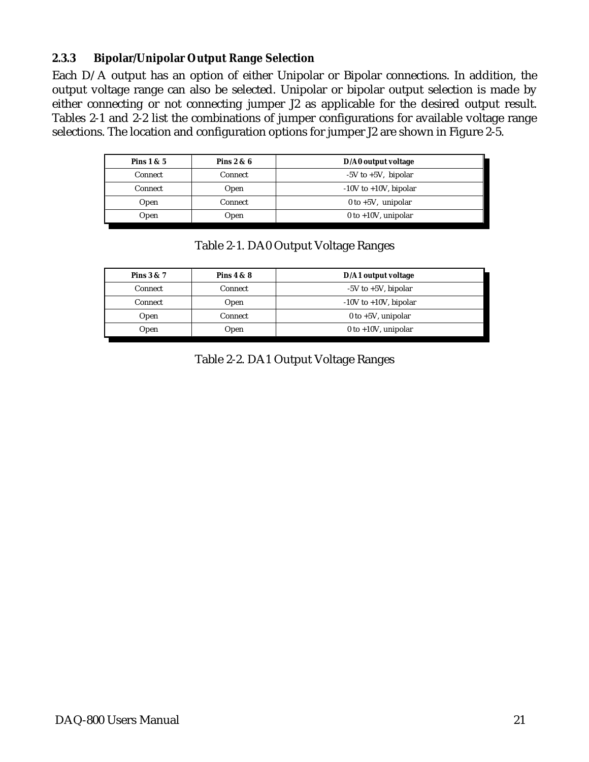### 2.3.3 Bipolar/Unipolar Output Range Selection

Each D/A output has an option of either Unipolar or Bipolar connections. In addition, the output voltage range can also be selected. Unipolar or bipolar output selection is made by either connecting or not connecting jumper J2 as applicable for the desired output result. Tables 2-1 and 2-2 list the combinations of jumper configurations for available voltage range selections. The location and configuration options for jumper J2 are shown in Figure 2-5.

| Pins 1 & 5 | Pins 2 & 6 | D/A0 output voltage |
|---|---|---|
| Connect | Connect | -5V to +5V, bipolar |
| Connect | Open | -10V to +10V, bipolar |
| Open | Connect | 0 to +5V, unipolar |
| Open | Open | 0 to +10V, unipolar |

Table 2-1. DA0 Output Voltage Ranges

| Pins 3 & 7 | Pins 4 & 8 | D/A1 output voltage |
|---|---|---|
| Connect | Connect | -5V to +5V, bipolar |
| Connect | Open | -10V to +10V, bipolar |
| Open | Connect | 0 to +5V, unipolar |
| Open | Open | 0 to +10V, unipolar |

Table 2-2. DA1 Output Voltage Ranges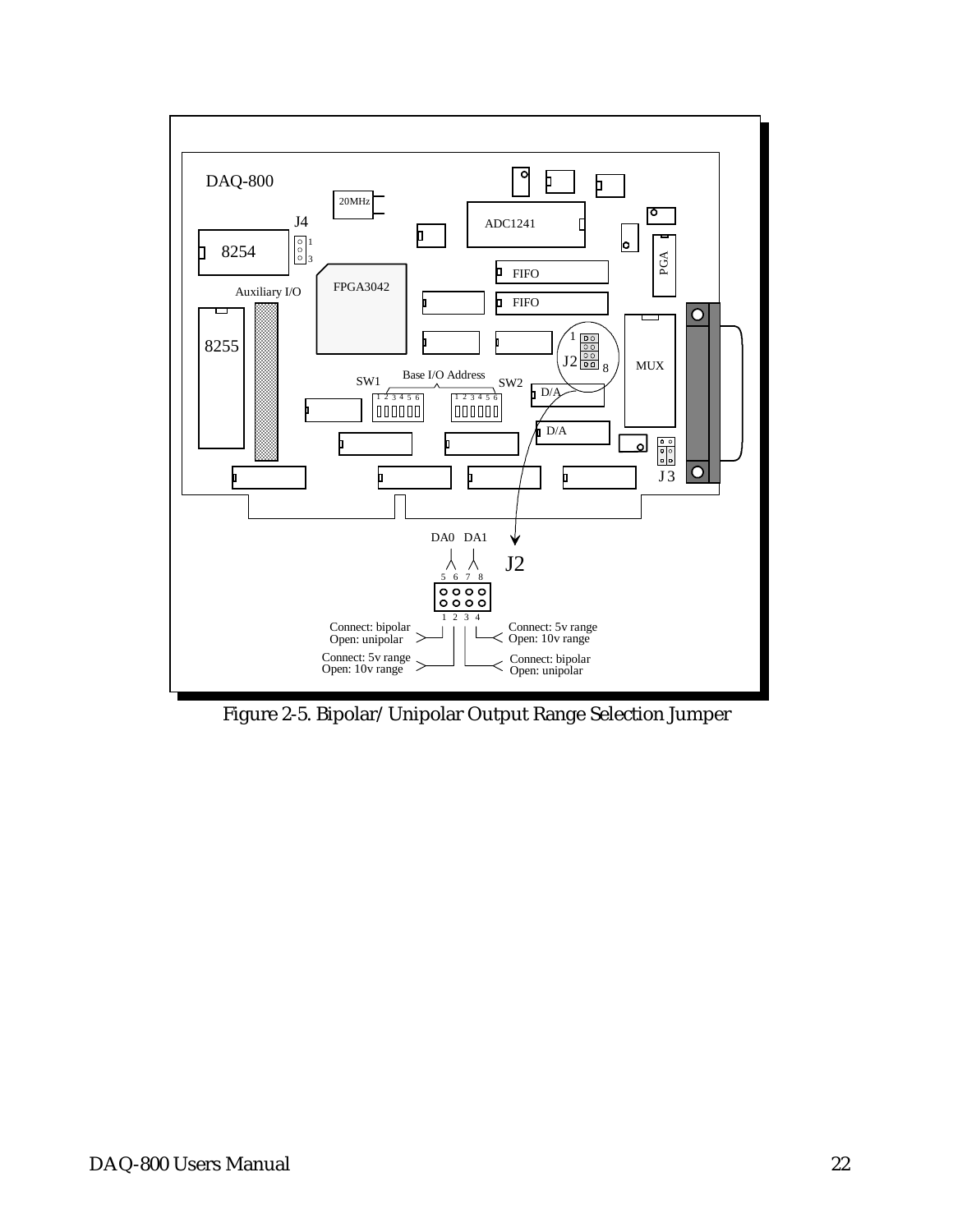DAQ-800

20MHz

J4

ADC1241

8254

PGA

FIFO

FPGA3042

Auxiliary I/O

FIFO

8255

J2

MUX

SW1

Base I/O Address

SW2

D/A

D/A

J3

DA0 DA1

J2

Connect: bipolar
Open: unipolar

Connect: 5v range
Open: 10v range

Connect: 5v range
Open: 10v range

Connect: bipolar
Open: unipolar

Figure 2-5. Bipolar/Unipolar Output Range Selection Jumper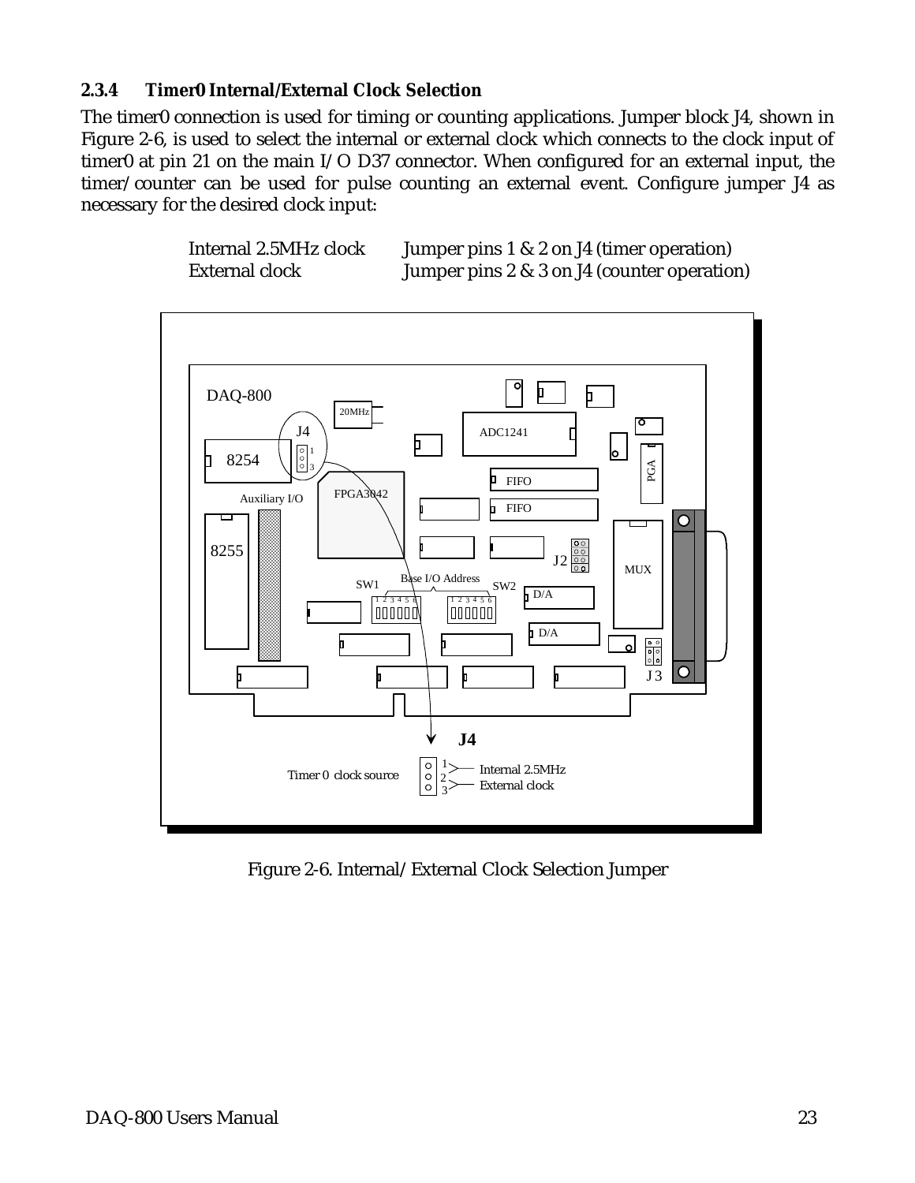### 2.3.4 Timer0 Internal/External Clock Selection

The timer0 connection is used for timing or counting applications. Jumper block J4, shown in Figure 2-6, is used to select the internal or external clock which connects to the clock input of timer0 at pin 21 on the main I/O D37 connector. When configured for an external input, the timer/counter can be used for pulse counting an external event. Configure jumper J4 as necessary for the desired clock input:

| | |
|---|---|
| Internal 2.5MHz clock | Jumper pins 1 & 2 on J4 (timer operation) |
| External clock | Jumper pins 2 & 3 on J4 (counter operation) |

Figure 2-6. Internal/External Clock Selection Jumper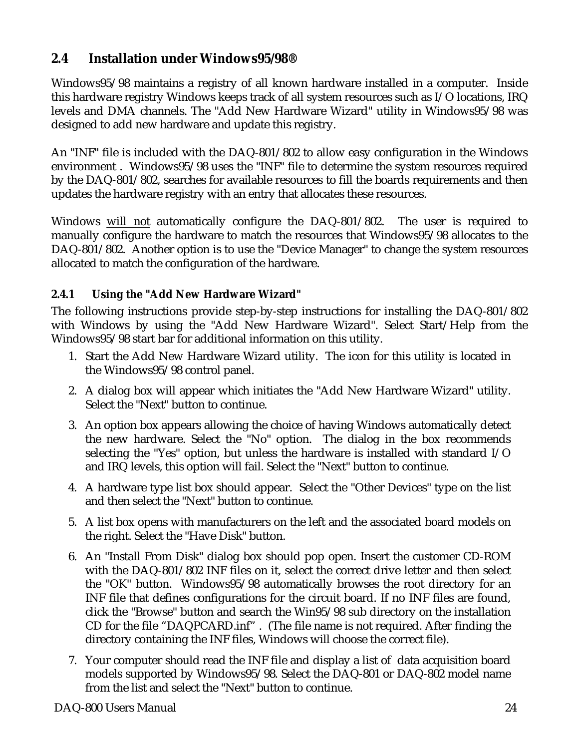## 2.4 Installation under Windows95/98®

Windows95/98 maintains a registry of all known hardware installed in a computer. Inside this hardware registry Windows keeps track of all system resources such as I/O locations, IRQ levels and DMA channels. The "Add New Hardware Wizard" utility in Windows95/98 was designed to add new hardware and update this registry.

An "INF" file is included with the DAQ-801/802 to allow easy configuration in the Windows environment . Windows95/98 uses the "INF" file to determine the system resources required by the DAQ-801/802, searches for available resources to fill the boards requirements and then updates the hardware registry with an entry that allocates these resources.

Windows <u>will not</u> automatically configure the DAQ-801/802. The user is required to manually configure the hardware to match the resources that Windows95/98 allocates to the DAQ-801/802. Another option is to use the "Device Manager" to change the system resources allocated to match the configuration of the hardware.

### 2.4.1 Using the "Add New Hardware Wizard"

The following instructions provide step-by-step instructions for installing the DAQ-801/802 with Windows by using the "Add New Hardware Wizard". Select Start/Help from the Windows95/98 start bar for additional information on this utility.

1. Start the Add New Hardware Wizard utility. The icon for this utility is located in the Windows95/98 control panel.
2. A dialog box will appear which initiates the "Add New Hardware Wizard" utility. Select the "Next" button to continue.
3. An option box appears allowing the choice of having Windows automatically detect the new hardware. Select the "No" option. The dialog in the box recommends selecting the "Yes" option, but unless the hardware is installed with standard I/O and IRQ levels, this option will fail. Select the "Next" button to continue.
4. A hardware type list box should appear. Select the "Other Devices" type on the list and then select the "Next" button to continue.
5. A list box opens with manufacturers on the left and the associated board models on the right. Select the "Have Disk" button.
6. An "Install From Disk" dialog box should pop open. Insert the customer CD-ROM with the DAQ-801/802 INF files on it, select the correct drive letter and then select the "OK" button. Windows95/98 automatically browses the root directory for an INF file that defines configurations for the circuit board. If no INF files are found, click the "Browse" button and search the Win95/98 sub directory on the installation CD for the file "DAQPCARD.inf" . (The file name is not required. After finding the directory containing the INF files, Windows will choose the correct file).
7. Your computer should read the INF file and display a list of data acquisition board models supported by Windows95/98. Select the DAQ-801 or DAQ-802 model name from the list and select the "Next" button to continue.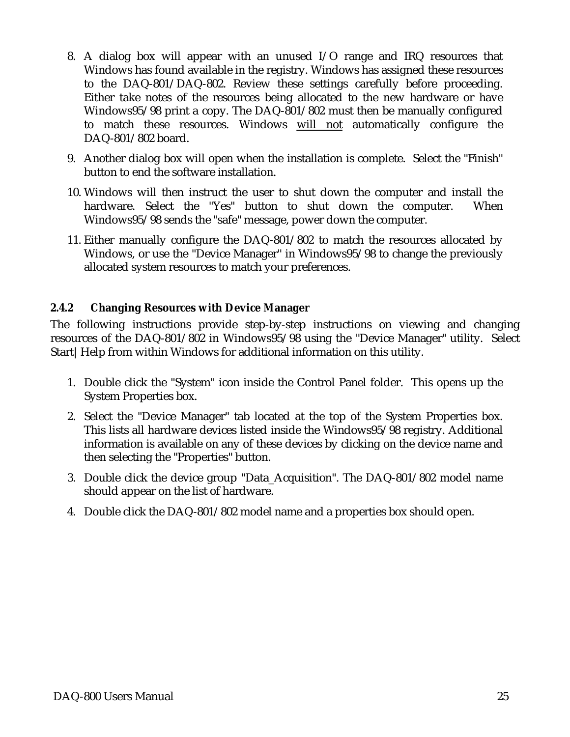8. A dialog box will appear with an unused I/O range and IRQ resources that Windows has found available in the registry. Windows has assigned these resources to the DAQ-801/DAQ-802. Review these settings carefully before proceeding. Either take notes of the resources being allocated to the new hardware or have Windows95/98 print a copy. The DAQ-801/802 must then be manually configured to match these resources. Windows <u>will not</u> automatically configure the DAQ-801/802 board.

9. Another dialog box will open when the installation is complete. Select the "Finish" button to end the software installation.

10. Windows will then instruct the user to shut down the computer and install the hardware. Select the "Yes" button to shut down the computer. When Windows95/98 sends the "safe" message, power down the computer.

11. Either manually configure the DAQ-801/802 to match the resources allocated by Windows, or use the "Device Manager" in Windows95/98 to change the previously allocated system resources to match your preferences.

### 2.4.2 Changing Resources with Device Manager

The following instructions provide step-by-step instructions on viewing and changing resources of the DAQ-801/802 in Windows95/98 using the "Device Manager" utility. Select Start|Help from within Windows for additional information on this utility.

1. Double click the "System" icon inside the Control Panel folder. This opens up the System Properties box.

2. Select the "Device Manager" tab located at the top of the System Properties box. This lists all hardware devices listed inside the Windows95/98 registry. Additional information is available on any of these devices by clicking on the device name and then selecting the "Properties" button.

3. Double click the device group "Data_Acquisition". The DAQ-801/802 model name should appear on the list of hardware.

4. Double click the DAQ-801/802 model name and a properties box should open.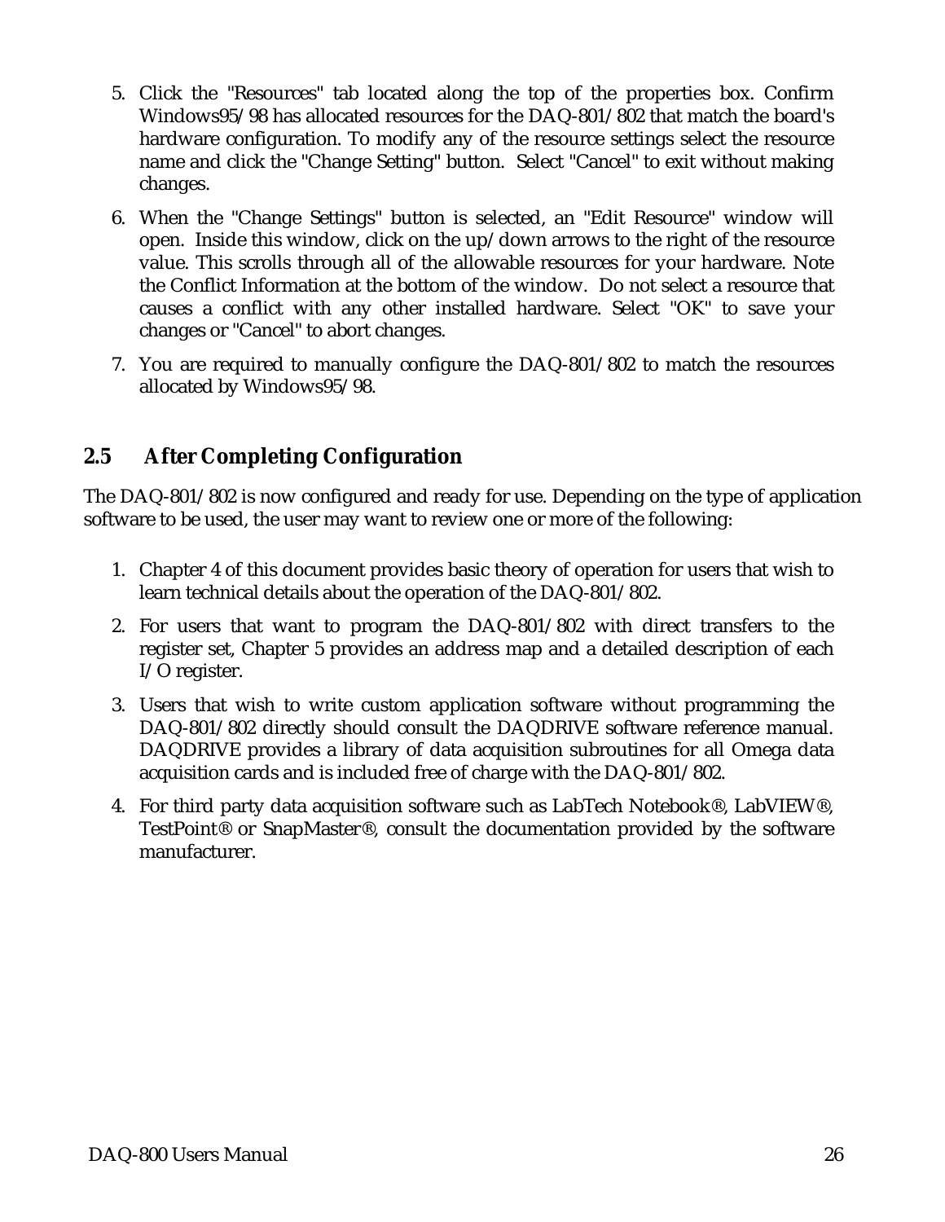5. Click the "Resources" tab located along the top of the properties box. Confirm Windows95/98 has allocated resources for the DAQ-801/802 that match the board's hardware configuration. To modify any of the resource settings select the resource name and click the "Change Setting" button. Select "Cancel" to exit without making changes.

6. When the "Change Settings" button is selected, an "Edit Resource" window will open. Inside this window, click on the up/down arrows to the right of the resource value. This scrolls through all of the allowable resources for your hardware. Note the Conflict Information at the bottom of the window. Do not select a resource that causes a conflict with any other installed hardware. Select "OK" to save your changes or "Cancel" to abort changes.

7. You are required to manually configure the DAQ-801/802 to match the resources allocated by Windows95/98.

## 2.5 After Completing Configuration

The DAQ-801/802 is now configured and ready for use. Depending on the type of application software to be used, the user may want to review one or more of the following:

1. Chapter 4 of this document provides basic theory of operation for users that wish to learn technical details about the operation of the DAQ-801/802.

2. For users that want to program the DAQ-801/802 with direct transfers to the register set, Chapter 5 provides an address map and a detailed description of each I/O register.

3. Users that wish to write custom application software without programming the DAQ-801/802 directly should consult the DAQDRIVE software reference manual. DAQDRIVE provides a library of data acquisition subroutines for all Omega data acquisition cards and is included free of charge with the DAQ-801/802.

4. For third party data acquisition software such as LabTech Notebook®, LabVIEW®, TestPoint® or SnapMaster®, consult the documentation provided by the software manufacturer.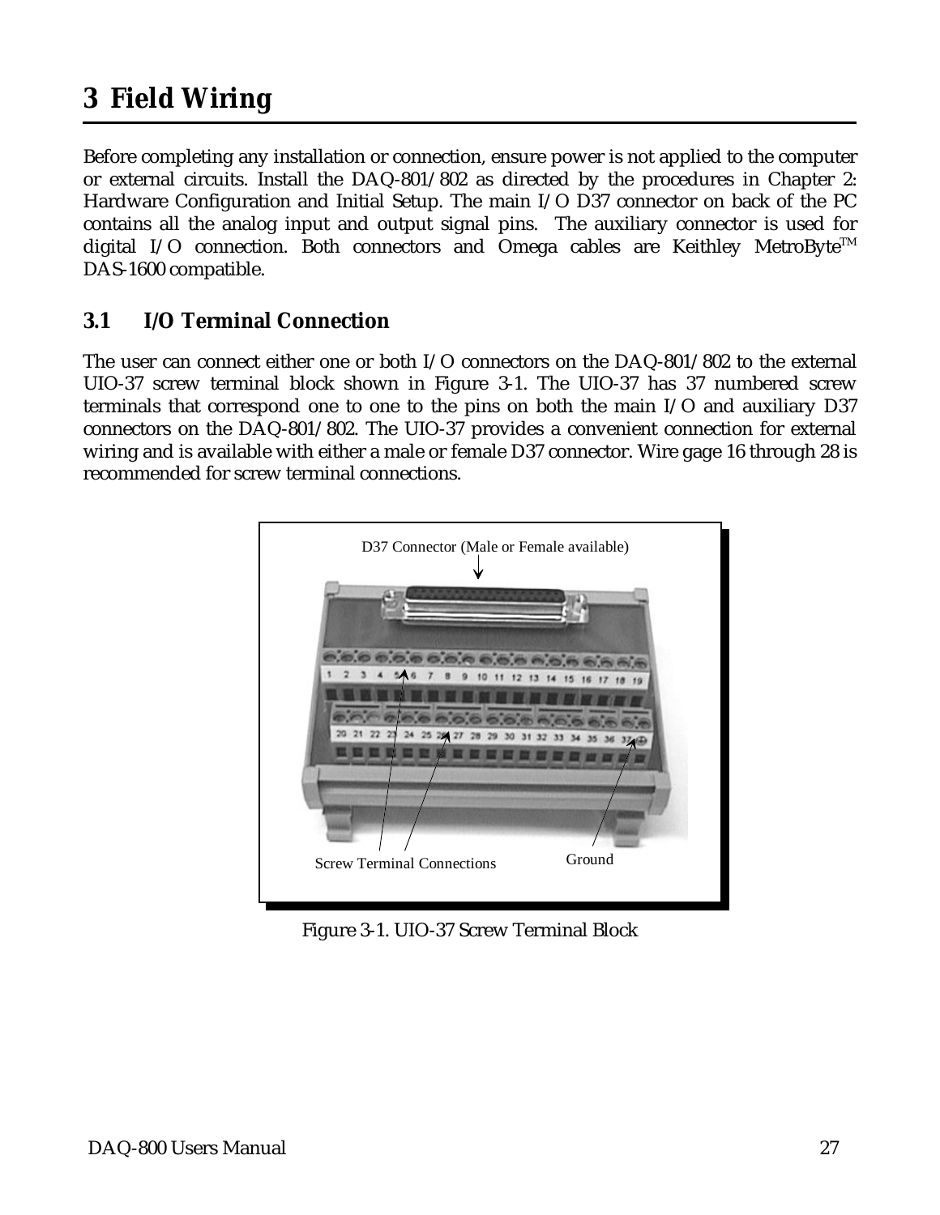# 3 Field Wiring

Before completing any installation or connection, ensure power is not applied to the computer or external circuits. Install the DAQ-801/802 as directed by the procedures in Chapter 2: Hardware Configuration and Initial Setup. The main I/O D37 connector on back of the PC contains all the analog input and output signal pins. The auxiliary connector is used for digital I/O connection. Both connectors and Omega cables are Keithley MetroByte™ DAS-1600 compatible.

## 3.1 I/O Terminal Connection

The user can connect either one or both I/O connectors on the DAQ-801/802 to the external UIO-37 screw terminal block shown in Figure 3-1. The UIO-37 has 37 numbered screw terminals that correspond one to one to the pins on both the main I/O and auxiliary D37 connectors on the DAQ-801/802. The UIO-37 provides a convenient connection for external wiring and is available with either a male or female D37 connector. Wire gage 16 through 28 is recommended for screw terminal connections.

D37 Connector (Male or Female available)

Screw Terminal Connections

Ground

Figure 3-1. UIO-37 Screw Terminal Block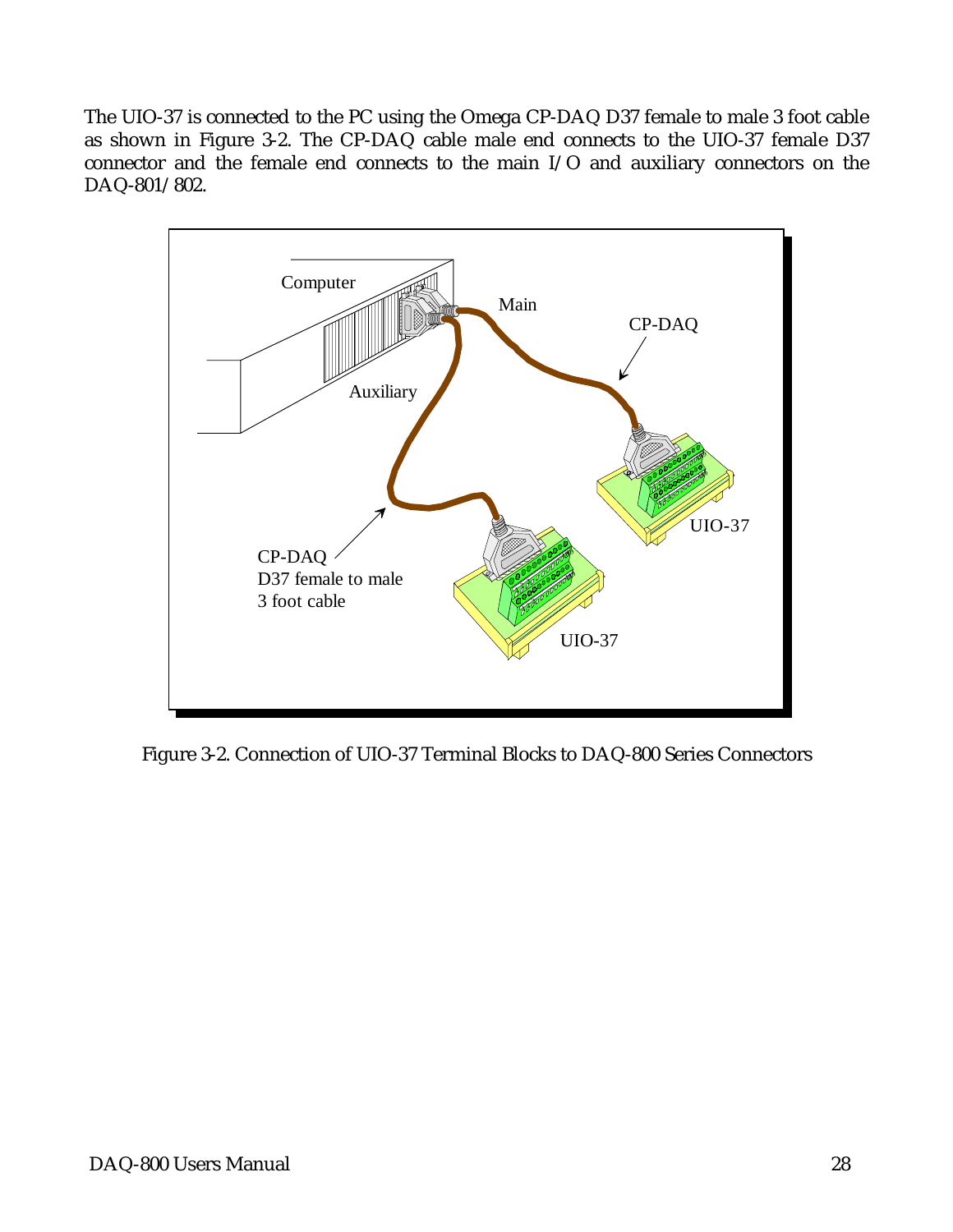The UIO-37 is connected to the PC using the Omega CP-DAQ D37 female to male 3 foot cable as shown in Figure 3-2. The CP-DAQ cable male end connects to the UIO-37 female D37 connector and the female end connects to the main I/O and auxiliary connectors on the DAQ-801/802.

Figure 3-2. Connection of UIO-37 Terminal Blocks to DAQ-800 Series Connectors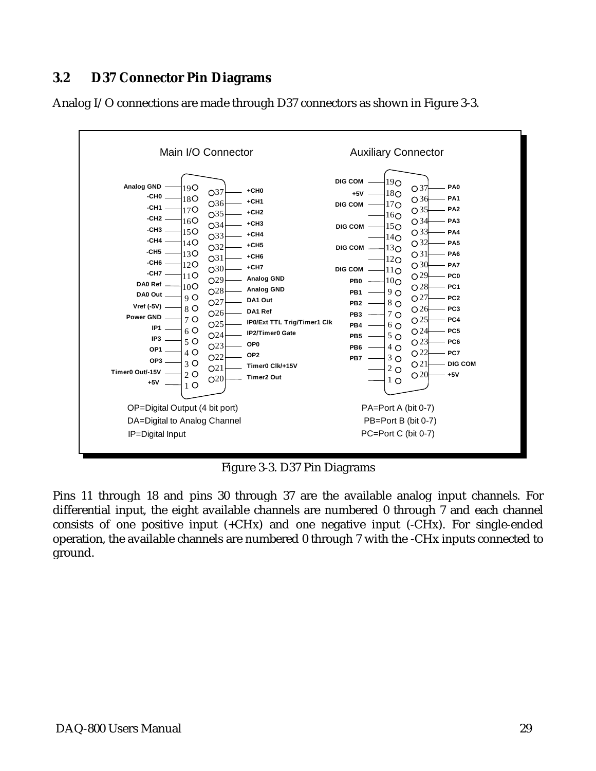## 3.2 D37 Connector Pin Diagrams

Analog I/O connections are made through D37 connectors as shown in Figure 3-3.

**Main I/O Connector**

| Pin | Signal | Pin | Signal |
|---|---|---|---|
| 19 | Analog GND | 37 | +CH0 |
| 18 | -CH0 | 36 | +CH1 |
| 17 | -CH1 | 35 | +CH2 |
| 16 | -CH2 | 34 | +CH3 |
| 15 | -CH3 | 33 | +CH4 |
| 14 | -CH4 | 32 | +CH5 |
| 13 | -CH5 | 31 | +CH6 |
| 12 | -CH6 | 30 | +CH7 |
| 11 | -CH7 | 29 | Analog GND |
| 10 | DA0 Ref | 28 | Analog GND |
| 9 | DA0 Out | 27 | DA1 Out |
| 8 | Vref (-5V) | 26 | DA1 Ref |
| 7 | Power GND | 25 | IP0/Ext TTL Trig/Timer1 Clk |
| 6 | IP1 | 24 | IP2/Timer0 Gate |
| 5 | IP3 | 23 | OP0 |
| 4 | OP1 | 22 | OP2 |
| 3 | OP3 | 21 | Timer0 Clk/+15V |
| 2 | Timer0 Out/-15V | 20 | Timer2 Out |
| 1 | +5V | | |

OP=Digital Output (4 bit port)
DA=Digital to Analog Channel
IP=Digital Input

**Auxiliary Connector**

| Pin | Signal | Pin | Signal |
|---|---|---|---|
| 19 | DIG COM | 37 | PA0 |
| 18 | +5V | 36 | PA1 |
| 17 | DIG COM | 35 | PA2 |
| 16 | | 34 | PA3 |
| 15 | DIG COM | 33 | PA4 |
| 14 | | 32 | PA5 |
| 13 | DIG COM | 31 | PA6 |
| 12 | | 30 | PA7 |
| 11 | DIG COM | 29 | PC0 |
| 10 | PB0 | 28 | PC1 |
| 9 | PB1 | 27 | PC2 |
| 8 | PB2 | 26 | PC3 |
| 7 | PB3 | 25 | PC4 |
| 6 | PB4 | 24 | PC5 |
| 5 | PB5 | 23 | PC6 |
| 4 | PB6 | 22 | PC7 |
| 3 | PB7 | 21 | DIG COM |
| 2 | | 20 | +5V |
| 1 | | | |

PA=Port A (bit 0-7)
PB=Port B (bit 0-7)
PC=Port C (bit 0-7)

Figure 3-3. D37 Pin Diagrams

Pins 11 through 18 and pins 30 through 37 are the available analog input channels. For differential input, the eight available channels are numbered 0 through 7 and each channel consists of one positive input (+CHx) and one negative input (-CHx). For single-ended operation, the available channels are numbered 0 through 7 with the -CHx inputs connected to ground.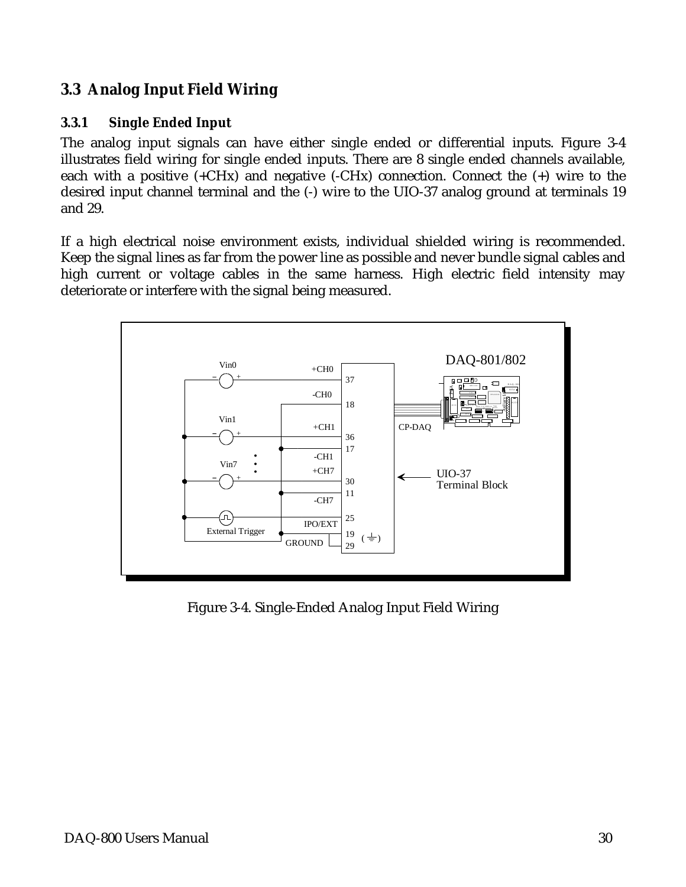## 3.3 Analog Input Field Wiring

### 3.3.1 Single Ended Input

The analog input signals can have either single ended or differential inputs. Figure 3-4 illustrates field wiring for single ended inputs. There are 8 single ended channels available, each with a positive (+CHx) and negative (-CHx) connection. Connect the (+) wire to the desired input channel terminal and the (-) wire to the UIO-37 analog ground at terminals 19 and 29.

If a high electrical noise environment exists, individual shielded wiring is recommended. Keep the signal lines as far from the power line as possible and never bundle signal cables and high current or voltage cables in the same harness. High electric field intensity may deteriorate or interfere with the signal being measured.

Figure 3-4. Single-Ended Analog Input Field Wiring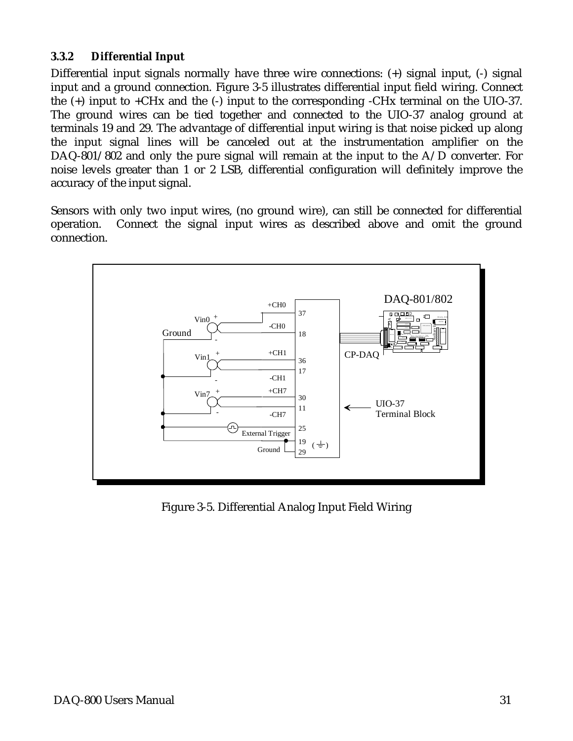### 3.3.2 Differential Input

Differential input signals normally have three wire connections: (+) signal input, (-) signal input and a ground connection. Figure 3-5 illustrates differential input field wiring. Connect the (+) input to +CHx and the (-) input to the corresponding -CHx terminal on the UIO-37. The ground wires can be tied together and connected to the UIO-37 analog ground at terminals 19 and 29. The advantage of differential input wiring is that noise picked up along the input signal lines will be canceled out at the instrumentation amplifier on the DAQ-801/802 and only the pure signal will remain at the input to the A/D converter. For noise levels greater than 1 or 2 LSB, differential configuration will definitely improve the accuracy of the input signal.

Sensors with only two input wires, (no ground wire), can still be connected for differential operation. Connect the signal input wires as described above and omit the ground connection.

Figure 3-5. Differential Analog Input Field Wiring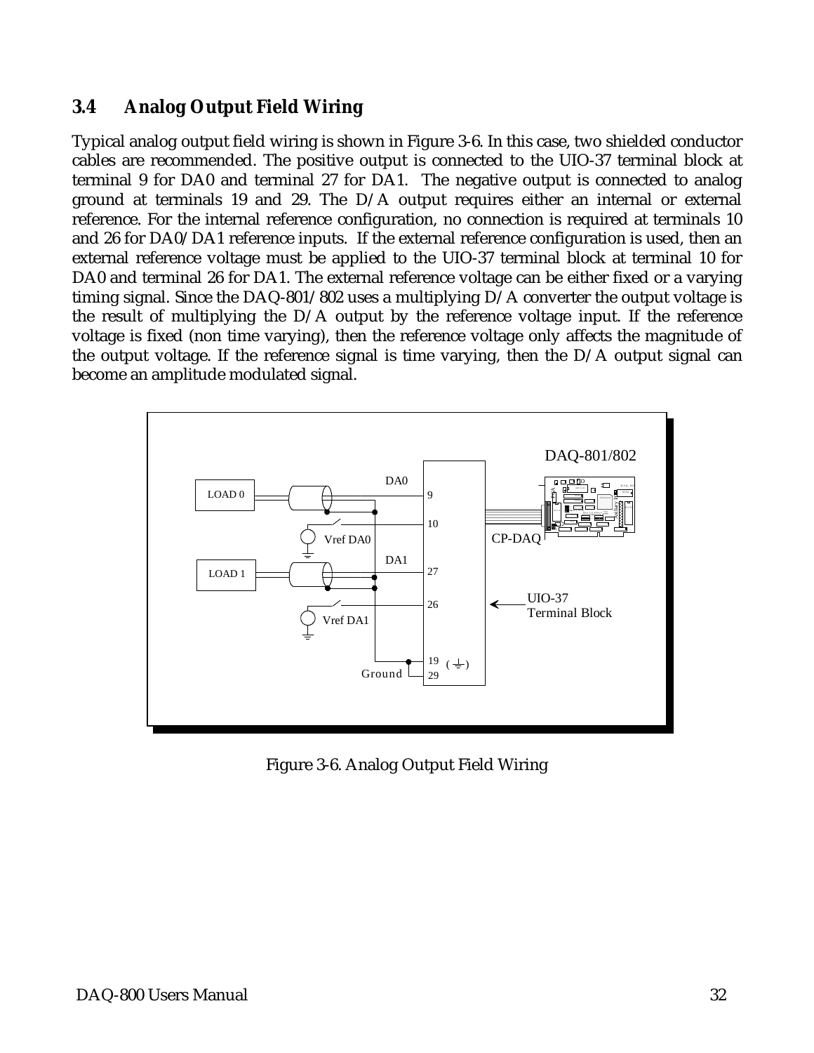## 3.4 Analog Output Field Wiring

Typical analog output field wiring is shown in Figure 3-6. In this case, two shielded conductor cables are recommended. The positive output is connected to the UIO-37 terminal block at terminal 9 for DA0 and terminal 27 for DA1. The negative output is connected to analog ground at terminals 19 and 29. The D/A output requires either an internal or external reference. For the internal reference configuration, no connection is required at terminals 10 and 26 for DA0/DA1 reference inputs. If the external reference configuration is used, then an external reference voltage must be applied to the UIO-37 terminal block at terminal 10 for DA0 and terminal 26 for DA1. The external reference voltage can be either fixed or a varying timing signal. Since the DAQ-801/802 uses a multiplying D/A converter the output voltage is the result of multiplying the D/A output by the reference voltage input. If the reference voltage is fixed (non time varying), then the reference voltage only affects the magnitude of the output voltage. If the reference signal is time varying, then the D/A output signal can become an amplitude modulated signal.

Figure 3-6. Analog Output Field Wiring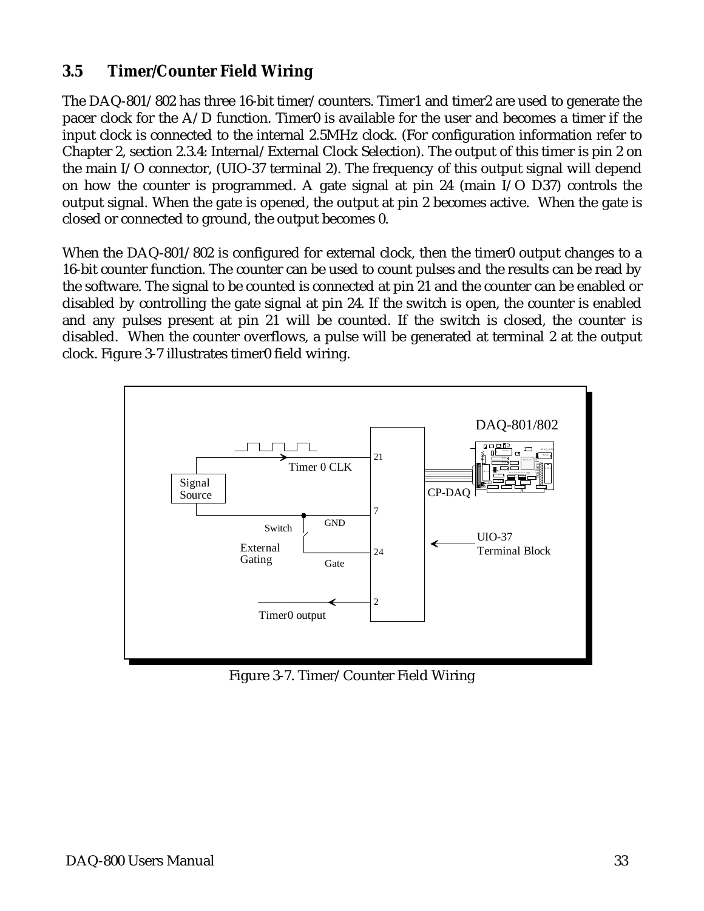### 3.5 Timer/Counter Field Wiring

The DAQ-801/802 has three 16-bit timer/counters. Timer1 and timer2 are used to generate the pacer clock for the A/D function. Timer0 is available for the user and becomes a timer if the input clock is connected to the internal 2.5MHz clock. (For configuration information refer to Chapter 2, section 2.3.4: Internal/External Clock Selection). The output of this timer is pin 2 on the main I/O connector, (UIO-37 terminal 2). The frequency of this output signal will depend on how the counter is programmed. A gate signal at pin 24 (main I/O D37) controls the output signal. When the gate is opened, the output at pin 2 becomes active. When the gate is closed or connected to ground, the output becomes 0.

When the DAQ-801/802 is configured for external clock, then the timer0 output changes to a 16-bit counter function. The counter can be used to count pulses and the results can be read by the software. The signal to be counted is connected at pin 21 and the counter can be enabled or disabled by controlling the gate signal at pin 24. If the switch is open, the counter is enabled and any pulses present at pin 21 will be counted. If the switch is closed, the counter is disabled. When the counter overflows, a pulse will be generated at terminal 2 at the output clock. Figure 3-7 illustrates timer0 field wiring.

Figure 3-7. Timer/Counter Field Wiring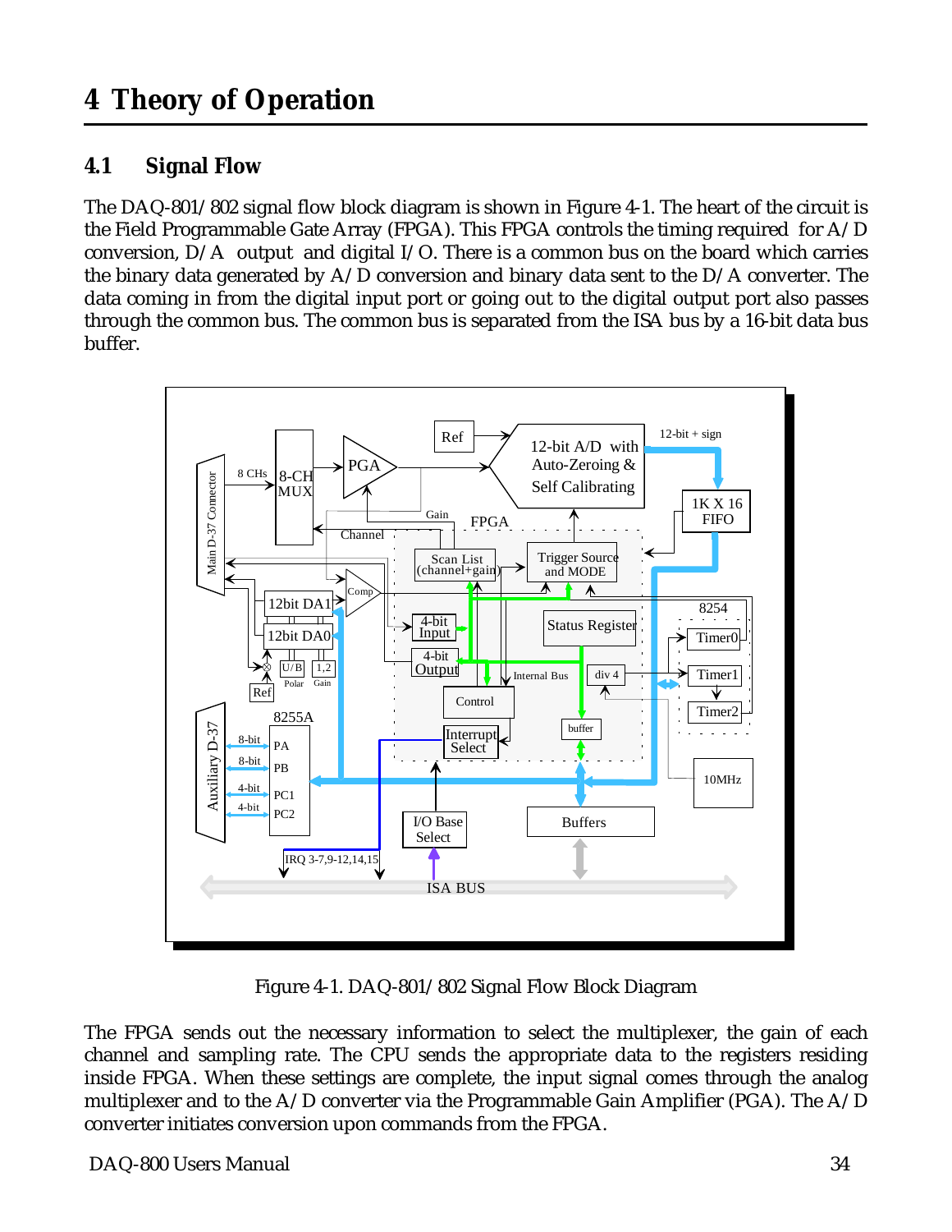# 4 Theory of Operation

## 4.1 Signal Flow

The DAQ-801/802 signal flow block diagram is shown in Figure 4-1. The heart of the circuit is the Field Programmable Gate Array (FPGA). This FPGA controls the timing required for A/D conversion, D/A output and digital I/O. There is a common bus on the board which carries the binary data generated by A/D conversion and binary data sent to the D/A converter. The data coming in from the digital input port or going out to the digital output port also passes through the common bus. The common bus is separated from the ISA bus by a 16-bit data bus buffer.

Figure 4-1. DAQ-801/802 Signal Flow Block Diagram

The FPGA sends out the necessary information to select the multiplexer, the gain of each channel and sampling rate. The CPU sends the appropriate data to the registers residing inside FPGA. When these settings are complete, the input signal comes through the analog multiplexer and to the A/D converter via the Programmable Gain Amplifier (PGA). The A/D converter initiates conversion upon commands from the FPGA.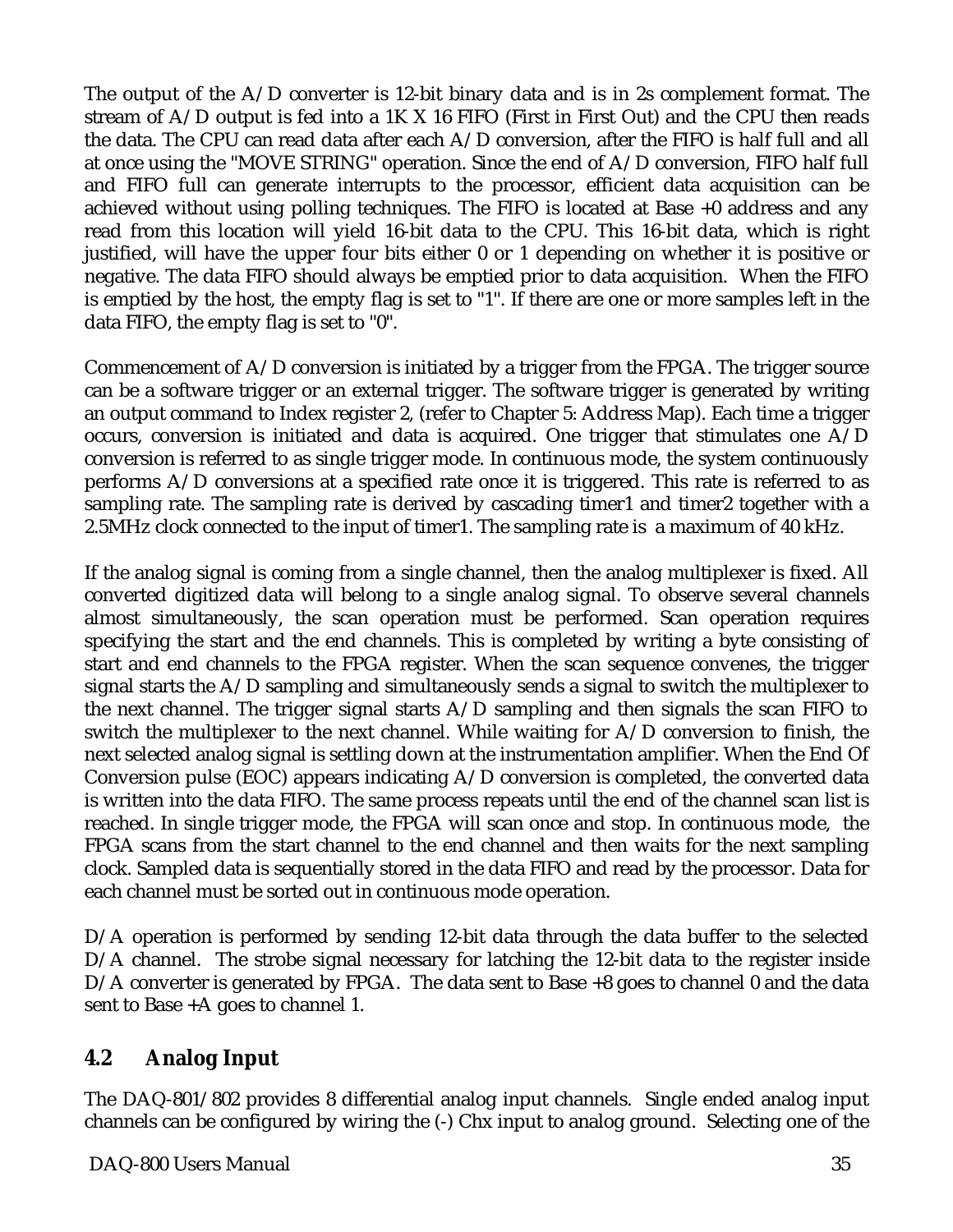The output of the A/D converter is 12-bit binary data and is in 2s complement format. The stream of A/D output is fed into a 1K X 16 FIFO (First in First Out) and the CPU then reads the data. The CPU can read data after each A/D conversion, after the FIFO is half full and all at once using the "MOVE STRING" operation. Since the end of A/D conversion, FIFO half full and FIFO full can generate interrupts to the processor, efficient data acquisition can be achieved without using polling techniques. The FIFO is located at Base +0 address and any read from this location will yield 16-bit data to the CPU. This 16-bit data, which is right justified, will have the upper four bits either 0 or 1 depending on whether it is positive or negative. The data FIFO should always be emptied prior to data acquisition. When the FIFO is emptied by the host, the empty flag is set to "1". If there are one or more samples left in the data FIFO, the empty flag is set to "0".

Commencement of A/D conversion is initiated by a trigger from the FPGA. The trigger source can be a software trigger or an external trigger. The software trigger is generated by writing an output command to Index register 2, (refer to Chapter 5: Address Map). Each time a trigger occurs, conversion is initiated and data is acquired. One trigger that stimulates one A/D conversion is referred to as single trigger mode. In continuous mode, the system continuously performs A/D conversions at a specified rate once it is triggered. This rate is referred to as sampling rate. The sampling rate is derived by cascading timer1 and timer2 together with a 2.5MHz clock connected to the input of timer1. The sampling rate is a maximum of 40 kHz.

If the analog signal is coming from a single channel, then the analog multiplexer is fixed. All converted digitized data will belong to a single analog signal. To observe several channels almost simultaneously, the scan operation must be performed. Scan operation requires specifying the start and the end channels. This is completed by writing a byte consisting of start and end channels to the FPGA register. When the scan sequence convenes, the trigger signal starts the A/D sampling and simultaneously sends a signal to switch the multiplexer to the next channel. The trigger signal starts A/D sampling and then signals the scan FIFO to switch the multiplexer to the next channel. While waiting for A/D conversion to finish, the next selected analog signal is settling down at the instrumentation amplifier. When the End Of Conversion pulse (EOC) appears indicating A/D conversion is completed, the converted data is written into the data FIFO. The same process repeats until the end of the channel scan list is reached. In single trigger mode, the FPGA will scan once and stop. In continuous mode, the FPGA scans from the start channel to the end channel and then waits for the next sampling clock. Sampled data is sequentially stored in the data FIFO and read by the processor. Data for each channel must be sorted out in continuous mode operation.

D/A operation is performed by sending 12-bit data through the data buffer to the selected D/A channel. The strobe signal necessary for latching the 12-bit data to the register inside D/A converter is generated by FPGA. The data sent to Base +8 goes to channel 0 and the data sent to Base +A goes to channel 1.

## 4.2 Analog Input

The DAQ-801/802 provides 8 differential analog input channels. Single ended analog input channels can be configured by wiring the (-) Chx input to analog ground. Selecting one of the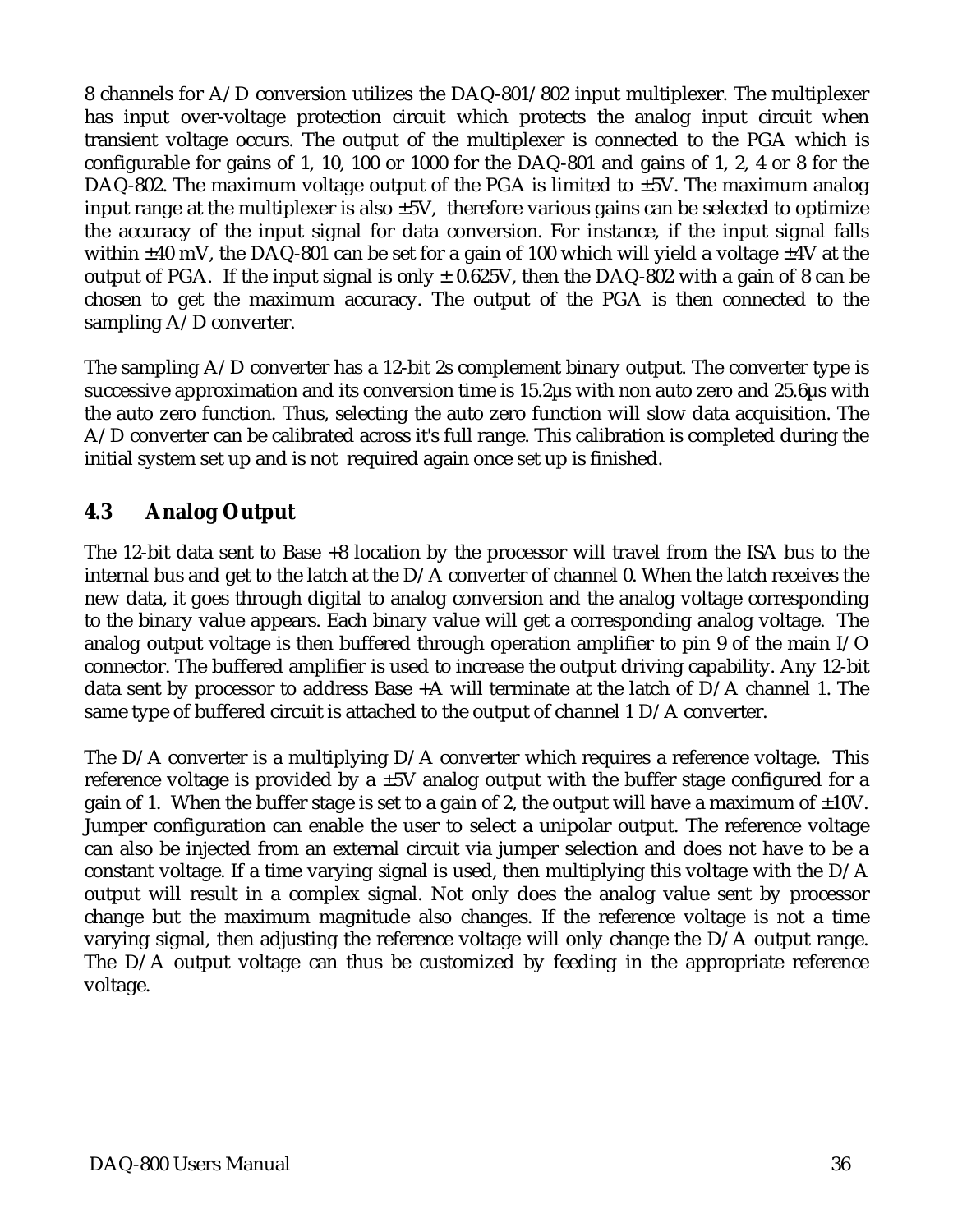8 channels for A/D conversion utilizes the DAQ-801/802 input multiplexer. The multiplexer has input over-voltage protection circuit which protects the analog input circuit when transient voltage occurs. The output of the multiplexer is connected to the PGA which is configurable for gains of 1, 10, 100 or 1000 for the DAQ-801 and gains of 1, 2, 4 or 8 for the DAQ-802. The maximum voltage output of the PGA is limited to ±5V. The maximum analog input range at the multiplexer is also ±5V, therefore various gains can be selected to optimize the accuracy of the input signal for data conversion. For instance, if the input signal falls within ±40 mV, the DAQ-801 can be set for a gain of 100 which will yield a voltage ±4V at the output of PGA. If the input signal is only ± 0.625V, then the DAQ-802 with a gain of 8 can be chosen to get the maximum accuracy. The output of the PGA is then connected to the sampling A/D converter.

The sampling A/D converter has a 12-bit 2s complement binary output. The converter type is successive approximation and its conversion time is 15.2µs with non auto zero and 25.6µs with the auto zero function. Thus, selecting the auto zero function will slow data acquisition. The A/D converter can be calibrated across it's full range. This calibration is completed during the initial system set up and is not required again once set up is finished.

## 4.3 Analog Output

The 12-bit data sent to Base +8 location by the processor will travel from the ISA bus to the internal bus and get to the latch at the D/A converter of channel 0. When the latch receives the new data, it goes through digital to analog conversion and the analog voltage corresponding to the binary value appears. Each binary value will get a corresponding analog voltage. The analog output voltage is then buffered through operation amplifier to pin 9 of the main I/O connector. The buffered amplifier is used to increase the output driving capability. Any 12-bit data sent by processor to address Base +A will terminate at the latch of D/A channel 1. The same type of buffered circuit is attached to the output of channel 1 D/A converter.

The D/A converter is a multiplying D/A converter which requires a reference voltage. This reference voltage is provided by a ±5V analog output with the buffer stage configured for a gain of 1. When the buffer stage is set to a gain of 2, the output will have a maximum of ±10V. Jumper configuration can enable the user to select a unipolar output. The reference voltage can also be injected from an external circuit via jumper selection and does not have to be a constant voltage. If a time varying signal is used, then multiplying this voltage with the D/A output will result in a complex signal. Not only does the analog value sent by processor change but the maximum magnitude also changes. If the reference voltage is not a time varying signal, then adjusting the reference voltage will only change the D/A output range. The D/A output voltage can thus be customized by feeding in the appropriate reference voltage.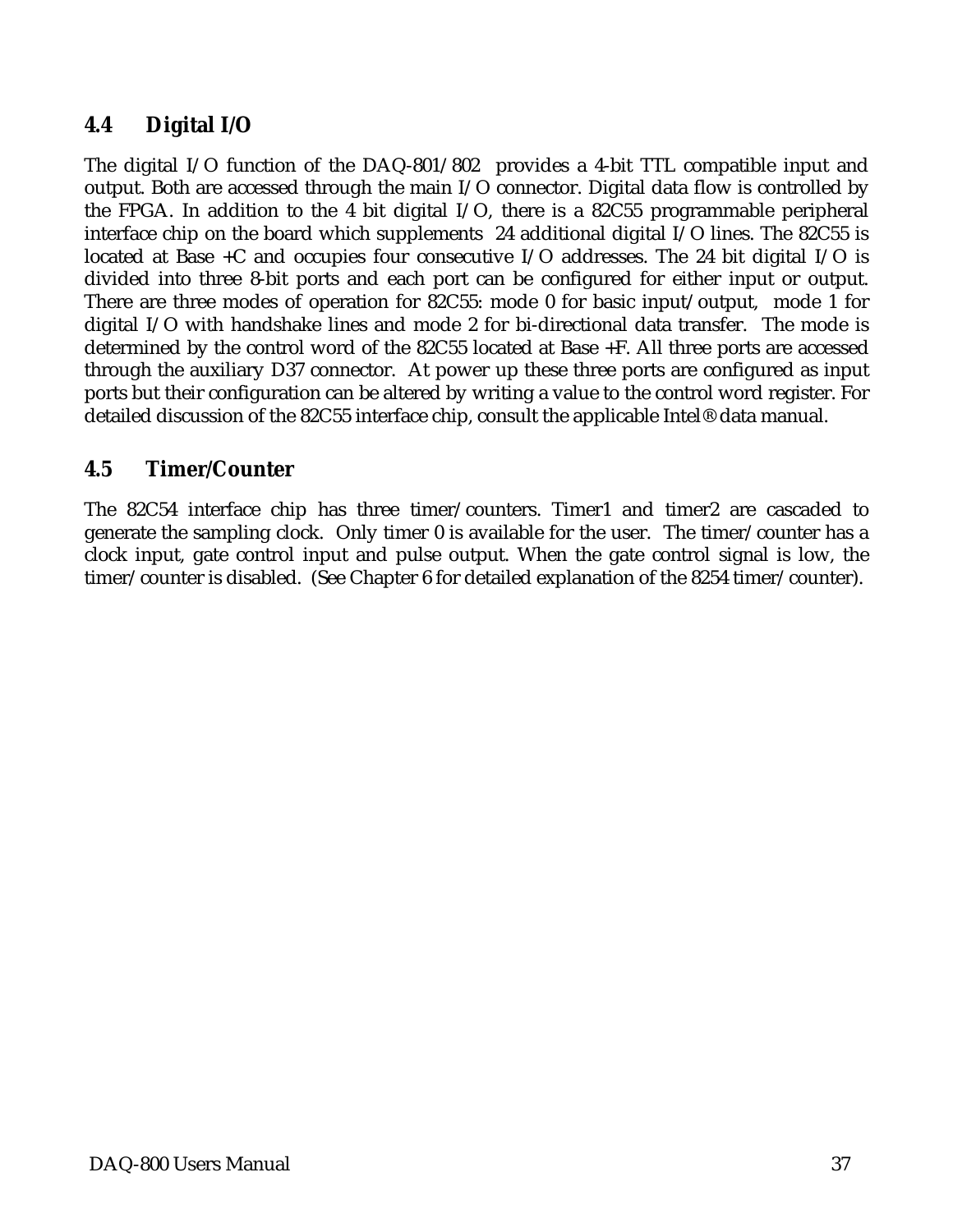## 4.4 Digital I/O

The digital I/O function of the DAQ-801/802 provides a 4-bit TTL compatible input and output. Both are accessed through the main I/O connector. Digital data flow is controlled by the FPGA. In addition to the 4 bit digital I/O, there is a 82C55 programmable peripheral interface chip on the board which supplements 24 additional digital I/O lines. The 82C55 is located at Base +C and occupies four consecutive I/O addresses. The 24 bit digital I/O is divided into three 8-bit ports and each port can be configured for either input or output. There are three modes of operation for 82C55: mode 0 for basic input/output, mode 1 for digital I/O with handshake lines and mode 2 for bi-directional data transfer. The mode is determined by the control word of the 82C55 located at Base +F. All three ports are accessed through the auxiliary D37 connector. At power up these three ports are configured as input ports but their configuration can be altered by writing a value to the control word register. For detailed discussion of the 82C55 interface chip, consult the applicable Intel® data manual.

## 4.5 Timer/Counter

The 82C54 interface chip has three timer/counters. Timer1 and timer2 are cascaded to generate the sampling clock. Only timer 0 is available for the user. The timer/counter has a clock input, gate control input and pulse output. When the gate control signal is low, the timer/counter is disabled. (See Chapter 6 for detailed explanation of the 8254 timer/counter).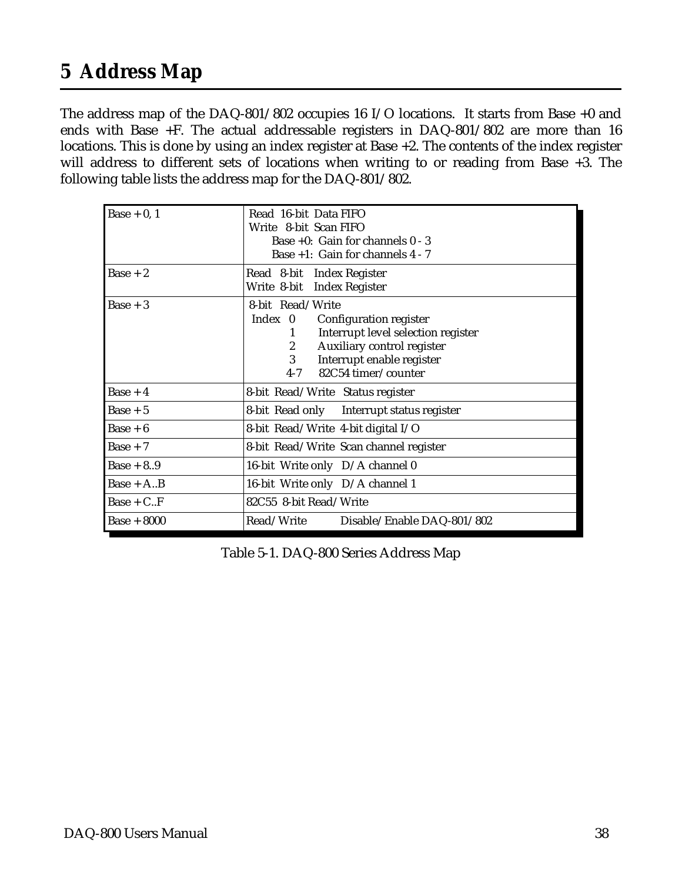# 5 Address Map

The address map of the DAQ-801/802 occupies 16 I/O locations. It starts from Base +0 and ends with Base +F. The actual addressable registers in DAQ-801/802 are more than 16 locations. This is done by using an index register at Base +2. The contents of the index register will address to different sets of locations when writing to or reading from Base +3. The following table lists the address map for the DAQ-801/802.

| Address | Description |
|---|---|
| Base + 0, 1 | Read 16-bit Data FIFO<br>Write 8-bit Scan FIFO<br>Base +0: Gain for channels 0 - 3<br>Base +1: Gain for channels 4 - 7 |
| Base + 2 | Read 8-bit Index Register<br>Write 8-bit Index Register |
| Base + 3 | 8-bit Read/Write<br>Index 0 Configuration register<br>1 Interrupt level selection register<br>2 Auxiliary control register<br>3 Interrupt enable register<br>4-7 82C54 timer/counter |
| Base + 4 | 8-bit Read/Write Status register |
| Base + 5 | 8-bit Read only Interrupt status register |
| Base + 6 | 8-bit Read/Write 4-bit digital I/O |
| Base + 7 | 8-bit Read/Write Scan channel register |
| Base + 8..9 | 16-bit Write only D/A channel 0 |
| Base + A..B | 16-bit Write only D/A channel 1 |
| Base + C..F | 82C55 8-bit Read/Write |
| Base + 8000 | Read/Write Disable/Enable DAQ-801/802 |

Table 5-1. DAQ-800 Series Address Map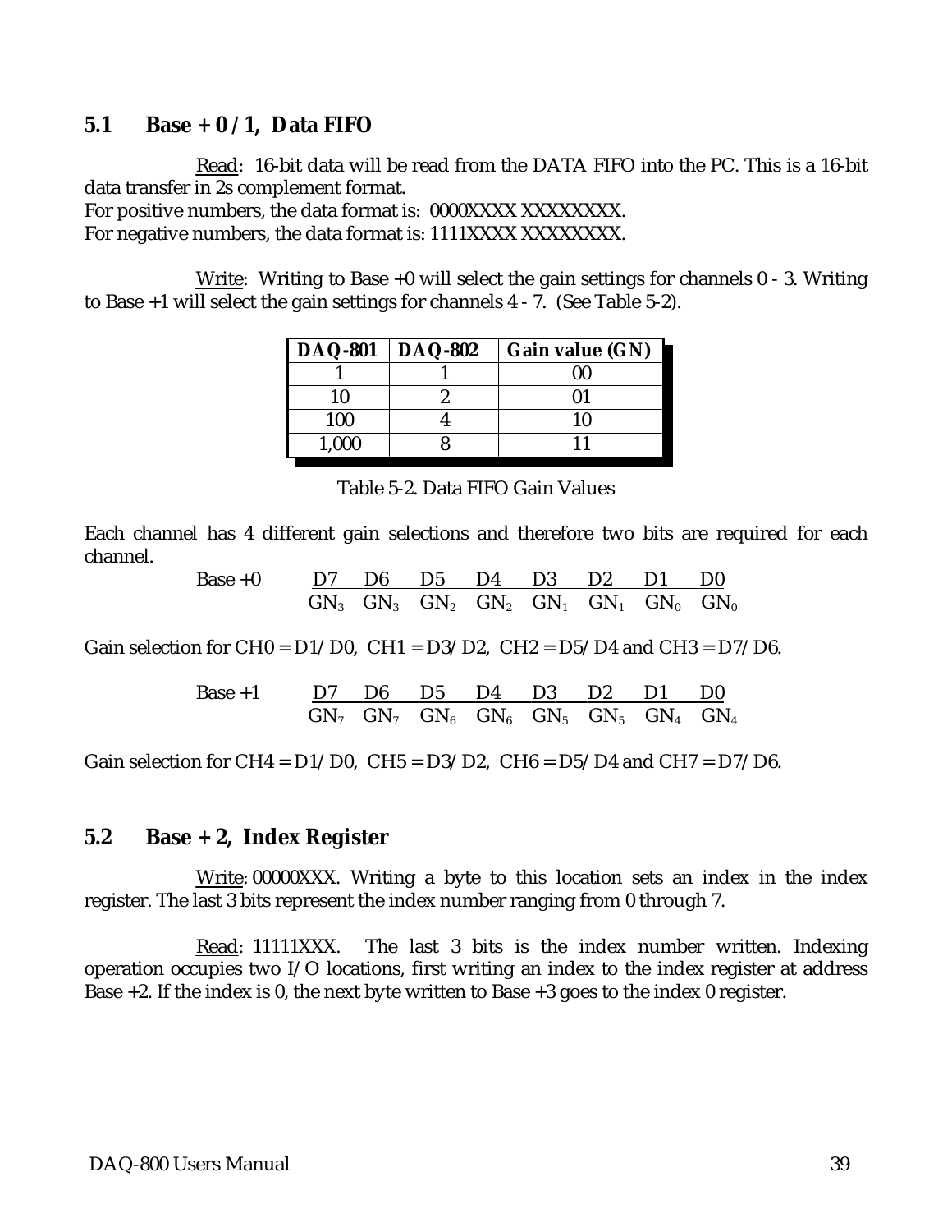## 5.1 Base + 0 / 1, Data FIFO

Read: 16-bit data will be read from the DATA FIFO into the PC. This is a 16-bit data transfer in 2s complement format.
For positive numbers, the data format is: 0000XXXX XXXXXXXX.
For negative numbers, the data format is: 1111XXXX XXXXXXXX.

Write: Writing to Base +0 will select the gain settings for channels 0 - 3. Writing to Base +1 will select the gain settings for channels 4 - 7. (See Table 5-2).

| DAQ-801 | DAQ-802 | Gain value (GN) |
|---|---|---|
| 1 | 1 | 00 |
| 10 | 2 | 01 |
| 100 | 4 | 10 |
| 1,000 | 8 | 11 |

Table 5-2. Data FIFO Gain Values

Each channel has 4 different gain selections and therefore two bits are required for each channel.

| Base +0 | D7 | D6 | D5 | D4 | D3 | D2 | D1 | D0 |
|---|---|---|---|---|---|---|---|---|
| | $GN_3$ | $GN_3$ | $GN_2$ | $GN_2$ | $GN_1$ | $GN_1$ | $GN_0$ | $GN_0$ |

Gain selection for CH0 = D1/D0, CH1 = D3/D2, CH2 = D5/D4 and CH3 = D7/D6.

| Base +1 | D7 | D6 | D5 | D4 | D3 | D2 | D1 | D0 |
|---|---|---|---|---|---|---|---|---|
| | $GN_7$ | $GN_7$ | $GN_6$ | $GN_6$ | $GN_5$ | $GN_5$ | $GN_4$ | $GN_4$ |

Gain selection for CH4 = D1/D0, CH5 = D3/D2, CH6 = D5/D4 and CH7 = D7/D6.

## 5.2 Base + 2, Index Register

Write: 00000XXX. Writing a byte to this location sets an index in the index register. The last 3 bits represent the index number ranging from 0 through 7.

Read: 11111XXX. The last 3 bits is the index number written. Indexing operation occupies two I/O locations, first writing an index to the index register at address Base +2. If the index is 0, the next byte written to Base +3 goes to the index 0 register.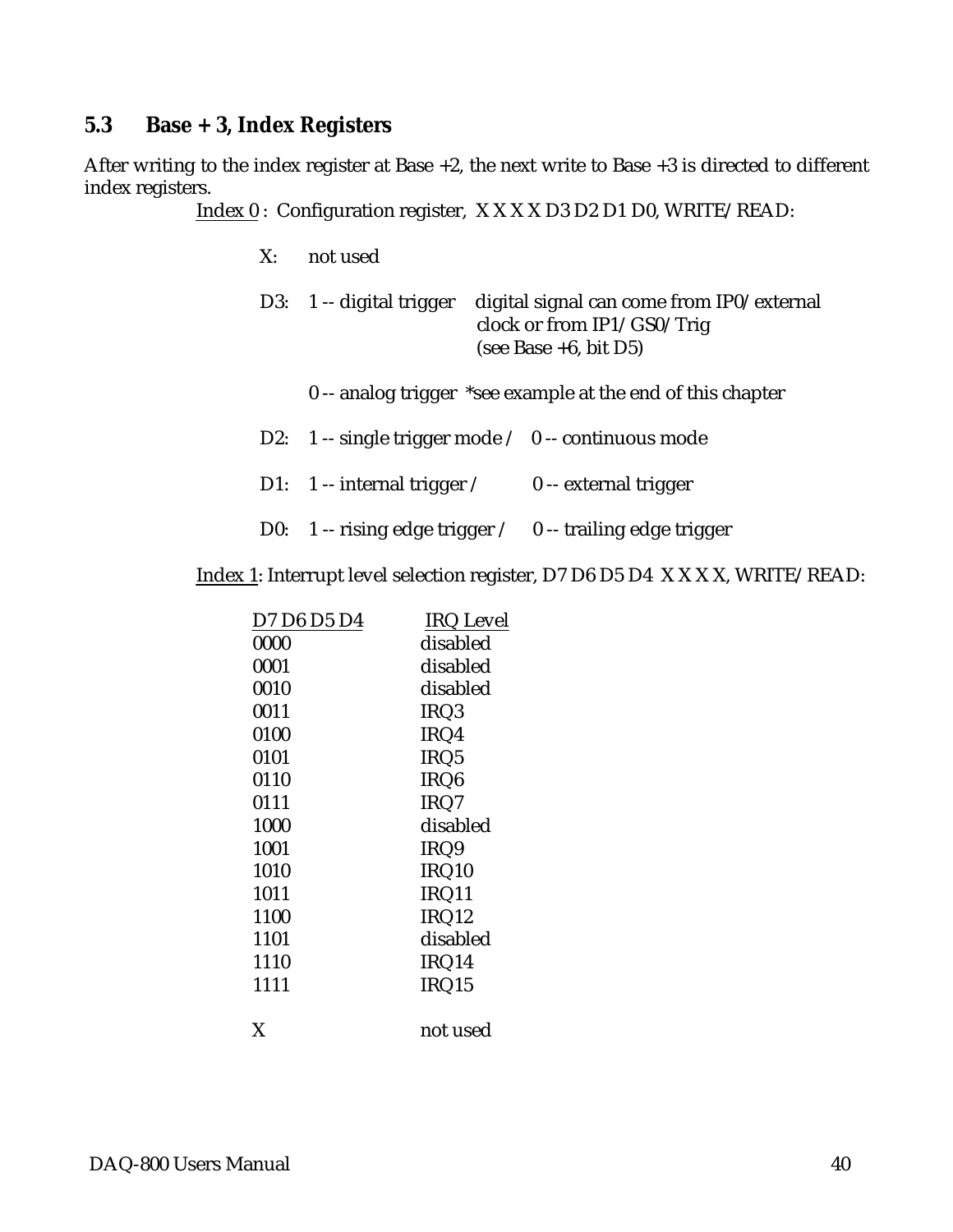## 5.3 Base + 3, Index Registers

After writing to the index register at Base +2, the next write to Base +3 is directed to different index registers.

Index 0 : Configuration register, X X X X D3 D2 D1 D0, WRITE/READ:

- X: not used
- D3: 1 -- digital trigger — digital signal can come from IP0/external clock or from IP1/GS0/Trig (see Base +6, bit D5)

  0 -- analog trigger *see example at the end of this chapter
- D2: 1 -- single trigger mode / 0 -- continuous mode
- D1: 1 -- internal trigger / 0 -- external trigger
- D0: 1 -- rising edge trigger / 0 -- trailing edge trigger

Index 1: Interrupt level selection register, D7 D6 D5 D4 X X X X, WRITE/READ:

| D7 D6 D5 D4 | IRQ Level |
|---|---|
| 0000 | disabled |
| 0001 | disabled |
| 0010 | disabled |
| 0011 | IRQ3 |
| 0100 | IRQ4 |
| 0101 | IRQ5 |
| 0110 | IRQ6 |
| 0111 | IRQ7 |
| 1000 | disabled |
| 1001 | IRQ9 |
| 1010 | IRQ10 |
| 1011 | IRQ11 |
| 1100 | IRQ12 |
| 1101 | disabled |
| 1110 | IRQ14 |
| 1111 | IRQ15 |
| X | not used |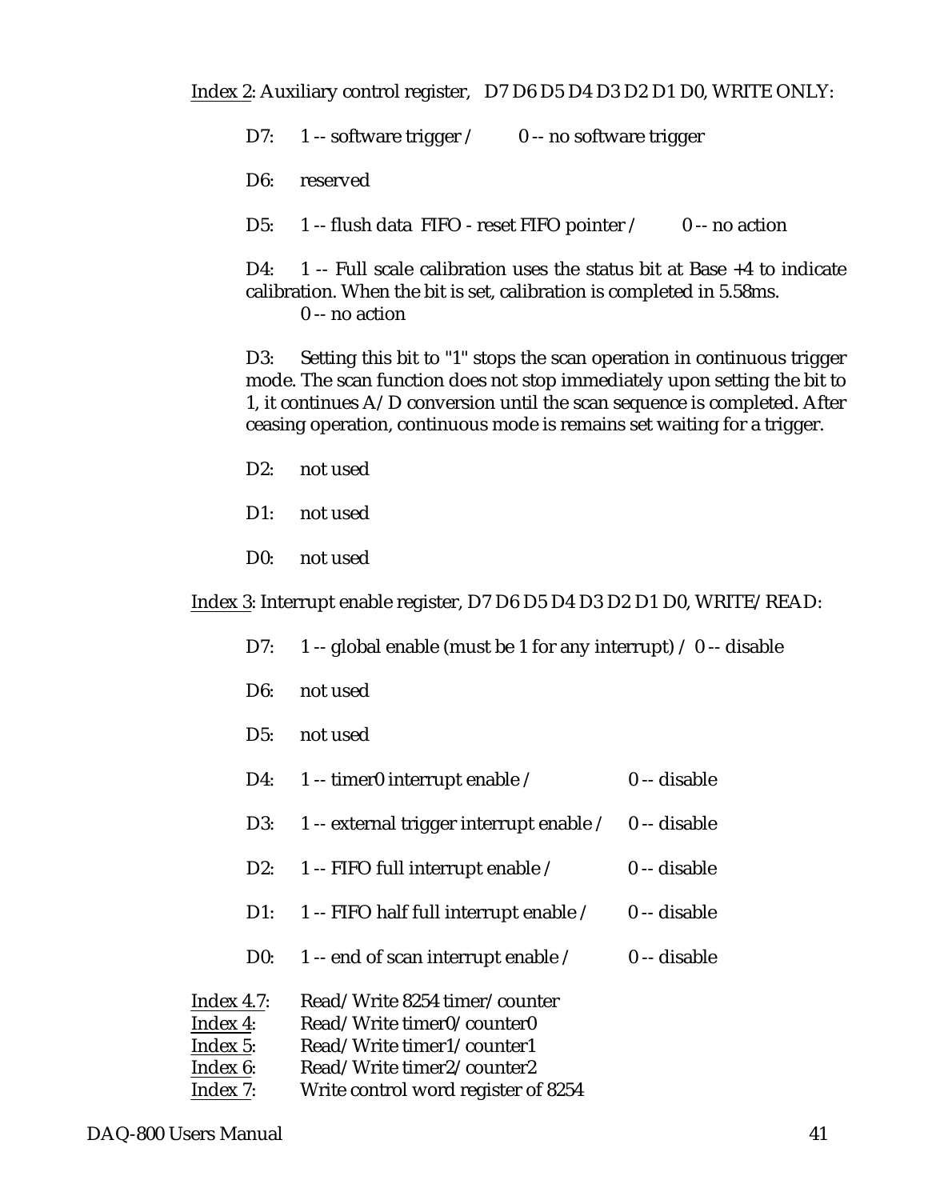<u>Index 2</u>: Auxiliary control register,   D7 D6 D5 D4 D3 D2 D1 D0, WRITE ONLY:

D7:   1 -- software trigger /   0 -- no software trigger

D6:   reserved

D5:   1 -- flush data FIFO - reset FIFO pointer /   0 -- no action

D4:   1 -- Full scale calibration uses the status bit at Base +4 to indicate calibration. When the bit is set, calibration is completed in 5.58ms.
  0 -- no action

D3:   Setting this bit to "1" stops the scan operation in continuous trigger mode. The scan function does not stop immediately upon setting the bit to 1, it continues A/D conversion until the scan sequence is completed. After ceasing operation, continuous mode is remains set waiting for a trigger.

D2:   not used

D1:   not used

D0:   not used

<u>Index 3</u>: Interrupt enable register, D7 D6 D5 D4 D3 D2 D1 D0, WRITE/READ:

D7:   1 -- global enable (must be 1 for any interrupt) /  0 -- disable

D6:   not used

D5:   not used

D4:   1 -- timer0 interrupt enable /   0 -- disable

D3:   1 -- external trigger interrupt enable /   0 -- disable

D2:   1 -- FIFO full interrupt enable /   0 -- disable

D1:   1 -- FIFO half full interrupt enable /   0 -- disable

D0:   1 -- end of scan interrupt enable /   0 -- disable

<u>Index 4.7</u>:   Read/Write 8254 timer/counter
<u>Index 4</u>:   Read/Write timer0/counter0
<u>Index 5</u>:   Read/Write timer1/counter1
<u>Index 6</u>:   Read/Write timer2/counter2
<u>Index 7</u>:   Write control word register of 8254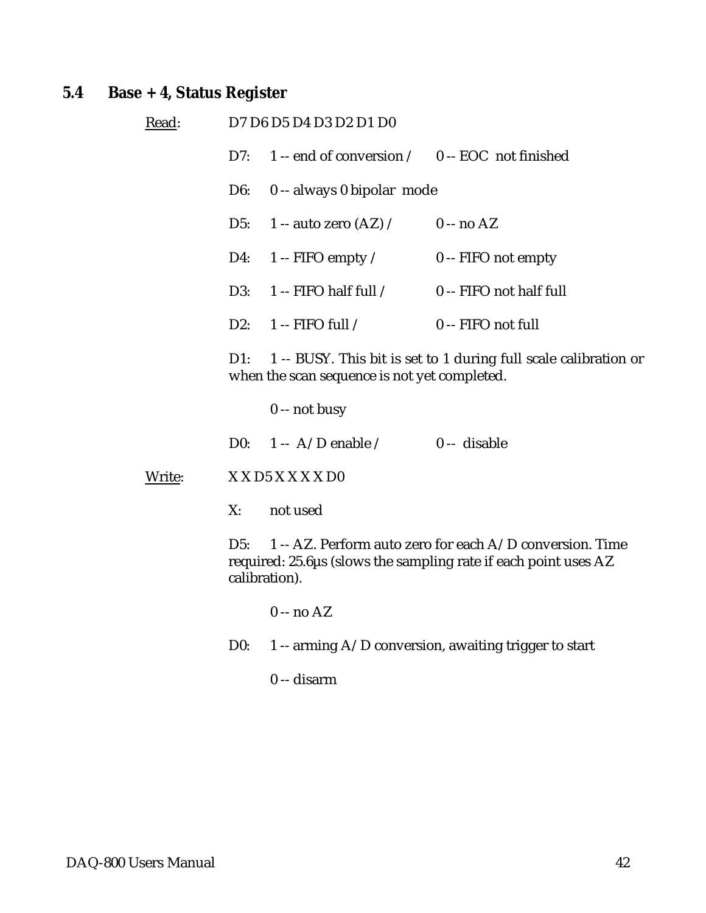## 5.4 Base + 4, Status Register

Read: D7 D6 D5 D4 D3 D2 D1 D0

D7: 1 -- end of conversion / 0 -- EOC not finished

D6: 0 -- always 0 bipolar mode

D5: 1 -- auto zero (AZ) / 0 -- no AZ

D4: 1 -- FIFO empty / 0 -- FIFO not empty

D3: 1 -- FIFO half full / 0 -- FIFO not half full

D2: 1 -- FIFO full / 0 -- FIFO not full

D1: 1 -- BUSY. This bit is set to 1 during full scale calibration or when the scan sequence is not yet completed.

0 -- not busy

D0: 1 -- A/D enable / 0 -- disable

Write: X X D5 X X X X D0

X: not used

D5: 1 -- AZ. Perform auto zero for each A/D conversion. Time required: 25.6µs (slows the sampling rate if each point uses AZ calibration).

0 -- no AZ

D0: 1 -- arming A/D conversion, awaiting trigger to start

0 -- disarm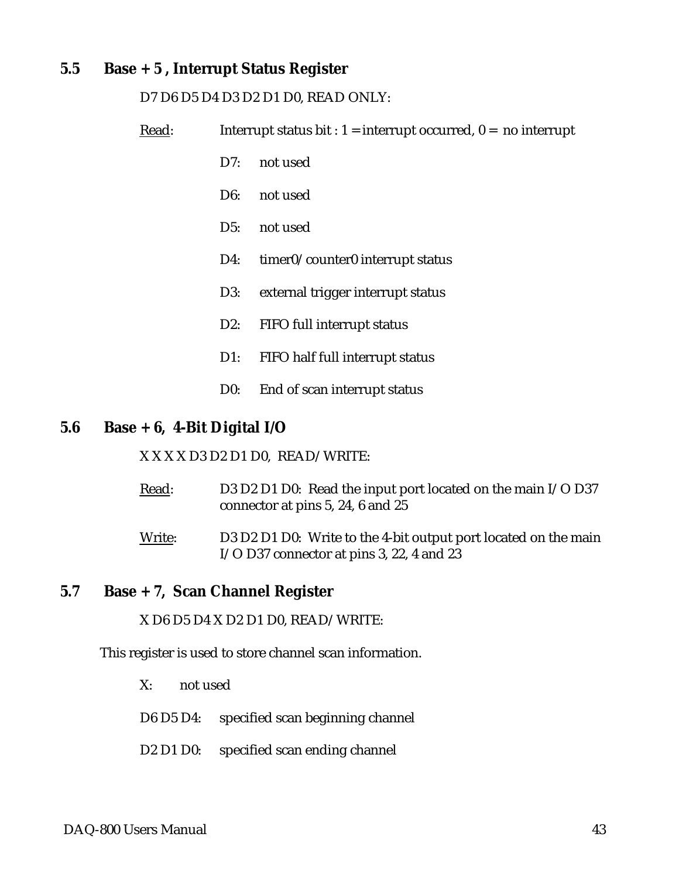## 5.5 Base + 5 , Interrupt Status Register

D7 D6 D5 D4 D3 D2 D1 D0, READ ONLY:

Read: Interrupt status bit : 1 = interrupt occurred, 0 = no interrupt

- D7: not used
- D6: not used
- D5: not used
- D4: timer0/counter0 interrupt status
- D3: external trigger interrupt status
- D2: FIFO full interrupt status
- D1: FIFO half full interrupt status
- D0: End of scan interrupt status

## 5.6 Base + 6, 4-Bit Digital I/O

X X X X D3 D2 D1 D0, READ/WRITE:

Read: D3 D2 D1 D0: Read the input port located on the main I/O D37 connector at pins 5, 24, 6 and 25

Write: D3 D2 D1 D0: Write to the 4-bit output port located on the main I/O D37 connector at pins 3, 22, 4 and 23

## 5.7 Base + 7, Scan Channel Register

X D6 D5 D4 X D2 D1 D0, READ/WRITE:

This register is used to store channel scan information.

- X: not used
- D6 D5 D4: specified scan beginning channel
- D2 D1 D0: specified scan ending channel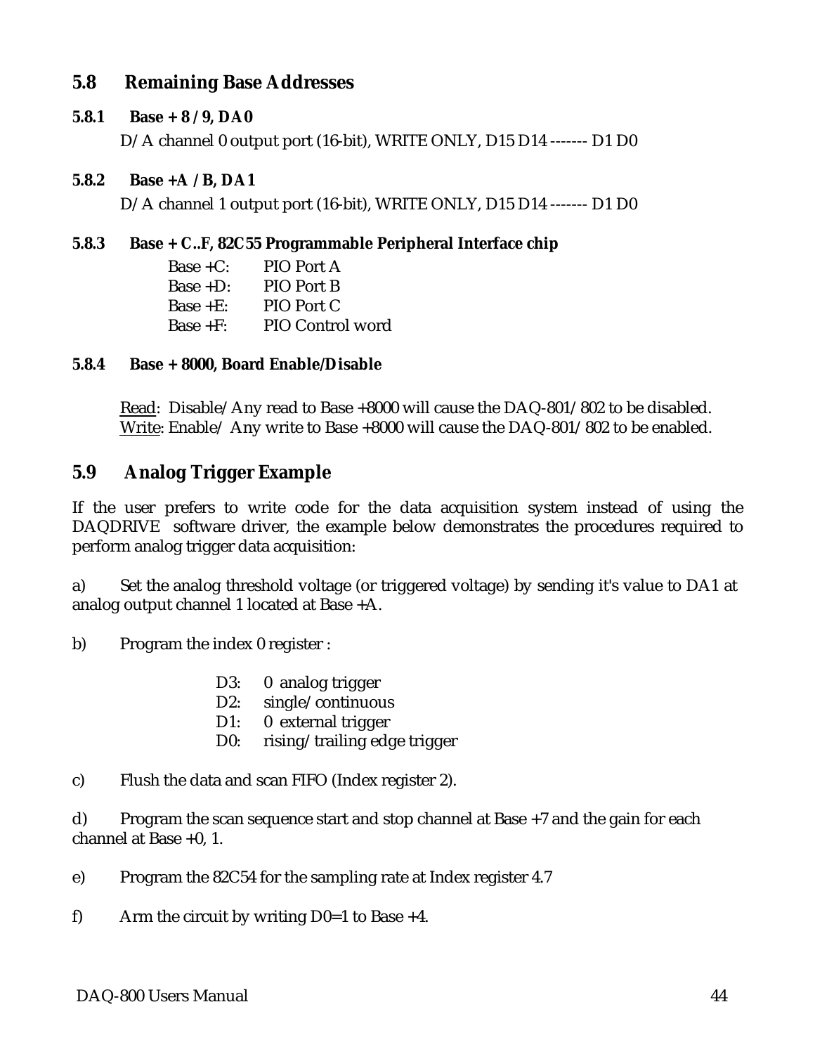## 5.8 Remaining Base Addresses

### 5.8.1 Base + 8 / 9, DA0

D/A channel 0 output port (16-bit), WRITE ONLY, D15 D14 ------- D1 D0

### 5.8.2 Base +A / B, DA1

D/A channel 1 output port (16-bit), WRITE ONLY, D15 D14 ------- D1 D0

### 5.8.3 Base + C..F, 82C55 Programmable Peripheral Interface chip

| | |
|---|---|
| Base +C: | PIO Port A |
| Base +D: | PIO Port B |
| Base +E: | PIO Port C |
| Base +F: | PIO Control word |

### 5.8.4 Base + 8000, Board Enable/Disable

Read: Disable/Any read to Base +8000 will cause the DAQ-801/802 to be disabled.
Write: Enable/ Any write to Base +8000 will cause the DAQ-801/802 to be enabled.

## 5.9 Analog Trigger Example

If the user prefers to write code for the data acquisition system instead of using the DAQDRIVE software driver, the example below demonstrates the procedures required to perform analog trigger data acquisition:

a) Set the analog threshold voltage (or triggered voltage) by sending it's value to DA1 at analog output channel 1 located at Base +A.

b) Program the index 0 register :

| | |
|---|---|
| D3: | 0 analog trigger |
| D2: | single/continuous |
| D1: | 0 external trigger |
| D0: | rising/trailing edge trigger |

c) Flush the data and scan FIFO (Index register 2).

d) Program the scan sequence start and stop channel at Base +7 and the gain for each channel at Base +0, 1.

e) Program the 82C54 for the sampling rate at Index register 4.7

f) Arm the circuit by writing D0=1 to Base +4.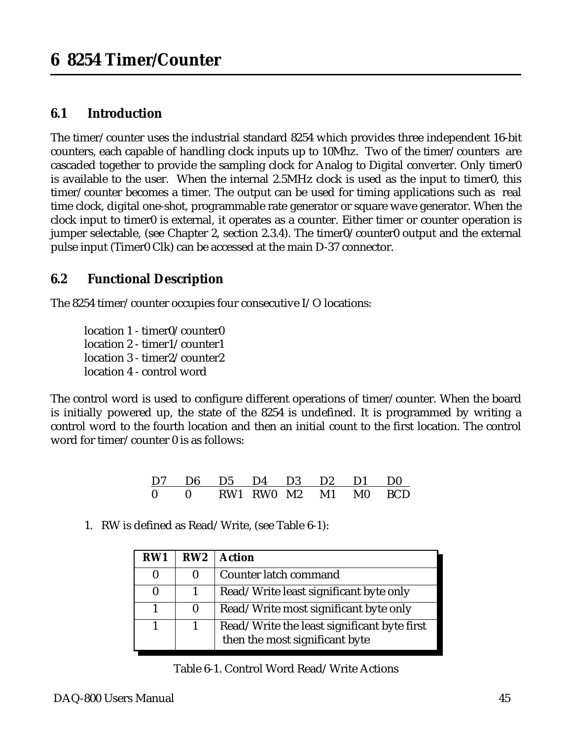# 6 8254 Timer/Counter

## 6.1 Introduction

The timer/counter uses the industrial standard 8254 which provides three independent 16-bit counters, each capable of handling clock inputs up to 10Mhz. Two of the timer/counters are cascaded together to provide the sampling clock for Analog to Digital converter. Only timer0 is available to the user. When the internal 2.5MHz clock is used as the input to timer0, this timer/counter becomes a timer. The output can be used for timing applications such as real time clock, digital one-shot, programmable rate generator or square wave generator. When the clock input to timer0 is external, it operates as a counter. Either timer or counter operation is jumper selectable, (see Chapter 2, section 2.3.4). The timer0/counter0 output and the external pulse input (Timer0 Clk) can be accessed at the main D-37 connector.

## 6.2 Functional Description

The 8254 timer/counter occupies four consecutive I/O locations:

location 1 - timer0/counter0
location 2 - timer1/counter1
location 3 - timer2/counter2
location 4 - control word

The control word is used to configure different operations of timer/counter. When the board is initially powered up, the state of the 8254 is undefined. It is programmed by writing a control word to the fourth location and then an initial count to the first location. The control word for timer/counter 0 is as follows:

| D7 | D6 | D5 | D4 | D3 | D2 | D1 | D0 |
|---|---|---|---|---|---|---|---|
| 0 | 0 | RW1 | RW0 | M2 | M1 | M0 | BCD |

1. RW is defined as Read/Write, (see Table 6-1):

| RW1 | RW2 | Action |
|---|---|---|
| 0 | 0 | Counter latch command |
| 0 | 1 | Read/Write least significant byte only |
| 1 | 0 | Read/Write most significant byte only |
| 1 | 1 | Read/Write the least significant byte first then the most significant byte |

Table 6-1. Control Word Read/Write Actions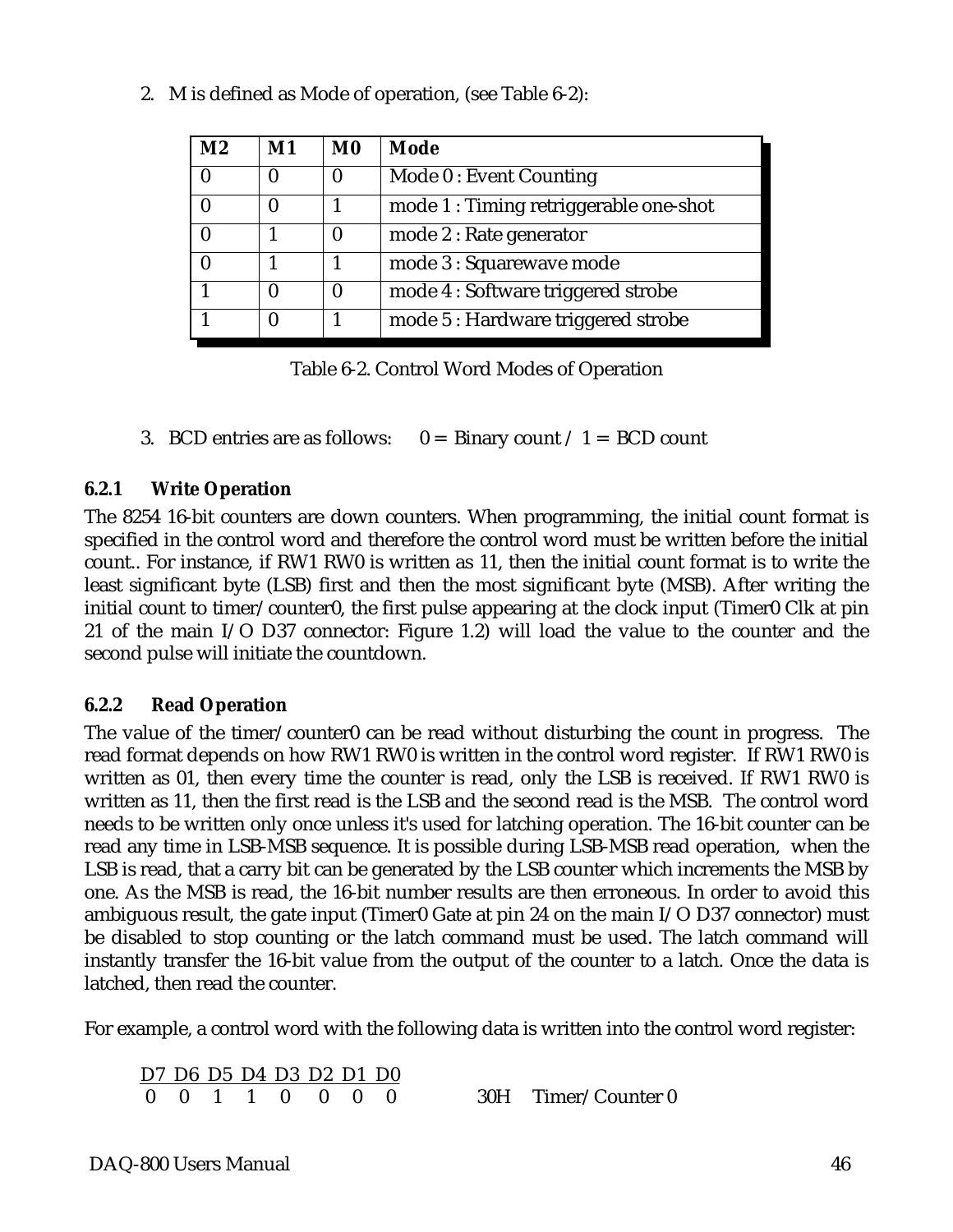2. M is defined as Mode of operation, (see Table 6-2):

| M2 | M1 | M0 | Mode |
|---|---|---|---|
| 0 | 0 | 0 | Mode 0 : Event Counting |
| 0 | 0 | 1 | mode 1 : Timing retriggerable one-shot |
| 0 | 1 | 0 | mode 2 : Rate generator |
| 0 | 1 | 1 | mode 3 : Squarewave mode |
| 1 | 0 | 0 | mode 4 : Software triggered strobe |
| 1 | 0 | 1 | mode 5 : Hardware triggered strobe |

Table 6-2. Control Word Modes of Operation

3. BCD entries are as follows: 0 = Binary count / 1 = BCD count

### 6.2.1 Write Operation

The 8254 16-bit counters are down counters. When programming, the initial count format is specified in the control word and therefore the control word must be written before the initial count.. For instance, if RW1 RW0 is written as 11, then the initial count format is to write the least significant byte (LSB) first and then the most significant byte (MSB). After writing the initial count to timer/counter0, the first pulse appearing at the clock input (Timer0 Clk at pin 21 of the main I/O D37 connector: Figure 1.2) will load the value to the counter and the second pulse will initiate the countdown.

### 6.2.2 Read Operation

The value of the timer/counter0 can be read without disturbing the count in progress. The read format depends on how RW1 RW0 is written in the control word register. If RW1 RW0 is written as 01, then every time the counter is read, only the LSB is received. If RW1 RW0 is written as 11, then the first read is the LSB and the second read is the MSB. The control word needs to be written only once unless it's used for latching operation. The 16-bit counter can be read any time in LSB-MSB sequence. It is possible during LSB-MSB read operation, when the LSB is read, that a carry bit can be generated by the LSB counter which increments the MSB by one. As the MSB is read, the 16-bit number results are then erroneous. In order to avoid this ambiguous result, the gate input (Timer0 Gate at pin 24 on the main I/O D37 connector) must be disabled to stop counting or the latch command must be used. The latch command will instantly transfer the 16-bit value from the output of the counter to a latch. Once the data is latched, then read the counter.

For example, a control word with the following data is written into the control word register:

| D7 | D6 | D5 | D4 | D3 | D2 | D1 | D0 | | |
|---|---|---|---|---|---|---|---|---|---|
| 0 | 0 | 1 | 1 | 0 | 0 | 0 | 0 | 30H | Timer/Counter 0 |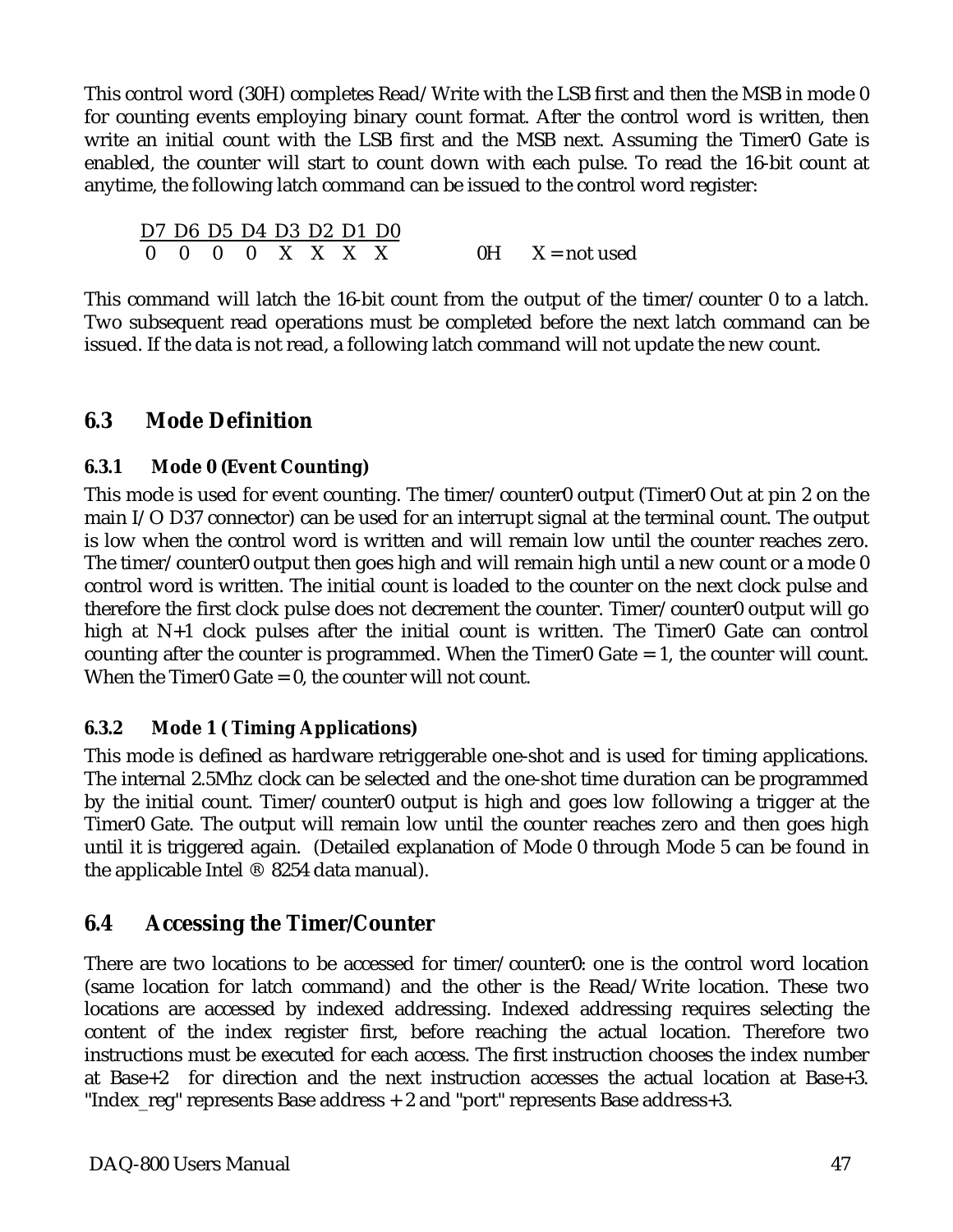This control word (30H) completes Read/Write with the LSB first and then the MSB in mode 0 for counting events employing binary count format. After the control word is written, then write an initial count with the LSB first and the MSB next. Assuming the Timer0 Gate is enabled, the counter will start to count down with each pulse. To read the 16-bit count at anytime, the following latch command can be issued to the control word register:

| D7 | D6 | D5 | D4 | D3 | D2 | D1 | D0 | | |
|---|---|---|---|---|---|---|---|---|---|
| 0 | 0 | 0 | 0 | X | X | X | X | 0H | X = not used |

This command will latch the 16-bit count from the output of the timer/counter 0 to a latch. Two subsequent read operations must be completed before the next latch command can be issued. If the data is not read, a following latch command will not update the new count.

## 6.3 Mode Definition

### 6.3.1 Mode 0 (Event Counting)

This mode is used for event counting. The timer/counter0 output (Timer0 Out at pin 2 on the main I/O D37 connector) can be used for an interrupt signal at the terminal count. The output is low when the control word is written and will remain low until the counter reaches zero. The timer/counter0 output then goes high and will remain high until a new count or a mode 0 control word is written. The initial count is loaded to the counter on the next clock pulse and therefore the first clock pulse does not decrement the counter. Timer/counter0 output will go high at N+1 clock pulses after the initial count is written. The Timer0 Gate can control counting after the counter is programmed. When the Timer0 Gate = 1, the counter will count. When the Timer0 Gate = 0, the counter will not count.

### 6.3.2 Mode 1 ( Timing Applications)

This mode is defined as hardware retriggerable one-shot and is used for timing applications. The internal 2.5Mhz clock can be selected and the one-shot time duration can be programmed by the initial count. Timer/counter0 output is high and goes low following a trigger at the Timer0 Gate. The output will remain low until the counter reaches zero and then goes high until it is triggered again. (Detailed explanation of Mode 0 through Mode 5 can be found in the applicable Intel ® 8254 data manual).

## 6.4 Accessing the Timer/Counter

There are two locations to be accessed for timer/counter0: one is the control word location (same location for latch command) and the other is the Read/Write location. These two locations are accessed by indexed addressing. Indexed addressing requires selecting the content of the index register first, before reaching the actual location. Therefore two instructions must be executed for each access. The first instruction chooses the index number at Base+2 for direction and the next instruction accesses the actual location at Base+3. "Index_reg" represents Base address + 2 and "port" represents Base address+3.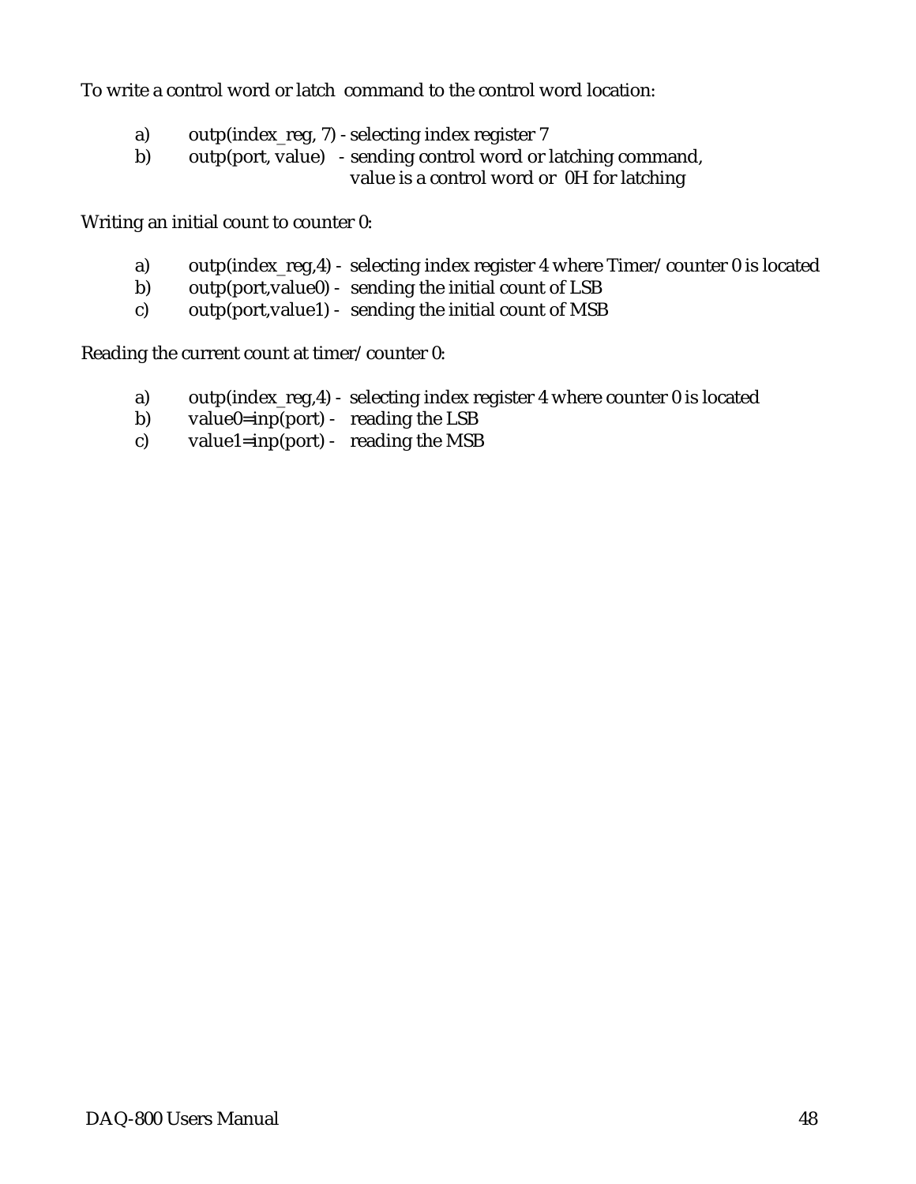To write a control word or latch command to the control word location:

a) outp(index_reg, 7) - selecting index register 7
b) outp(port, value) - sending control word or latching command, value is a control word or 0H for latching

Writing an initial count to counter 0:

a) outp(index_reg,4) - selecting index register 4 where Timer/counter 0 is located
b) outp(port,value0) - sending the initial count of LSB
c) outp(port,value1) - sending the initial count of MSB

Reading the current count at timer/counter 0:

a) outp(index_reg,4) - selecting index register 4 where counter 0 is located
b) value0=inp(port) - reading the LSB
c) value1=inp(port) - reading the MSB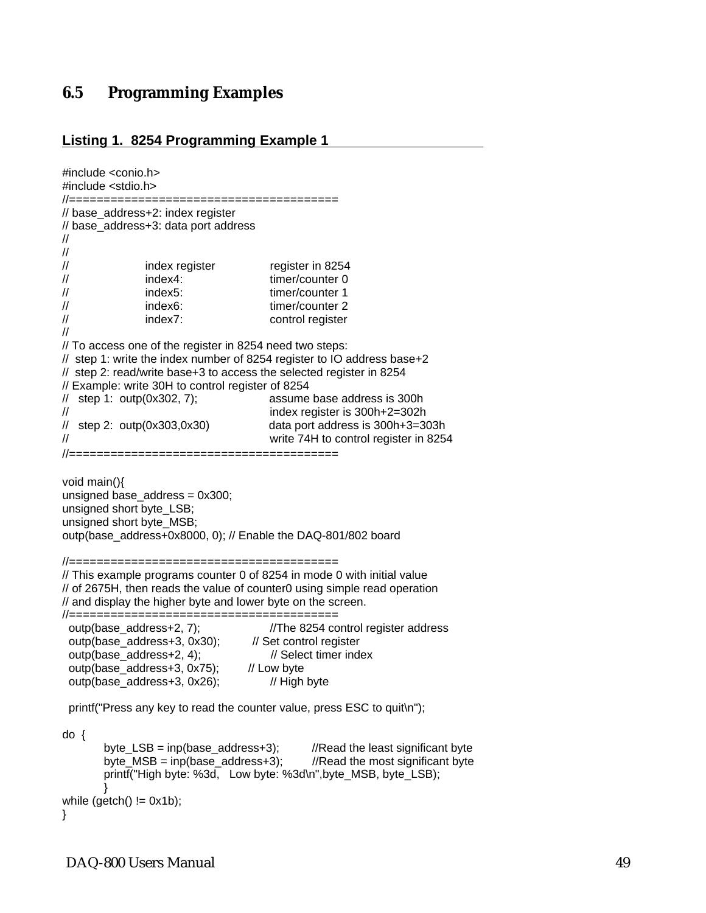## 6.5 Programming Examples

**Listing 1. 8254 Programming Example 1**

```
#include <conio.h>
#include <stdio.h>
//=======================================
// base_address+2: index register
// base_address+3: data port address
//
//
//              index register          register in 8254
//              index4:                 timer/counter 0
//              index5:                 timer/counter 1
//              index6:                 timer/counter 2
//              index7:                 control register
//
// To access one of the register in 8254 need two steps:
//  step 1: write the index number of 8254 register to IO address base+2
//  step 2: read/write base+3 to access the selected register in 8254
// Example: write 30H to control register of 8254
//   step 1:  outp(0x302, 7);           assume base address is 300h
//                                      index register is 300h+2=302h
//   step 2:  outp(0x303,0x30)          data port address is 300h+3=303h
//                                      write 74H to control register in 8254
//=======================================

void main(){
unsigned base_address = 0x300;
unsigned short byte_LSB;
unsigned short byte_MSB;
outp(base_address+0x8000, 0); // Enable the DAQ-801/802 board

//=======================================
// This example programs counter 0 of 8254 in mode 0 with initial value
// of 2675H, then reads the value of counter0 using simple read operation
// and display the higher byte and lower byte on the screen.
//=======================================
  outp(base_address+2, 7);              //The 8254 control register address
  outp(base_address+3, 0x30);       // Set control register
  outp(base_address+2, 4);              // Select timer index
  outp(base_address+3, 0x75);       // Low byte
  outp(base_address+3, 0x26);           // High byte

  printf("Press any key to read the counter value, press ESC to quit\n");

do  {
        byte_LSB = inp(base_address+3);         //Read the least significant byte
        byte_MSB = inp(base_address+3);         //Read the most significant byte
        printf("High byte: %3d,   Low byte: %3d\n",byte_MSB, byte_LSB);
        }
while (getch() != 0x1b);
}
```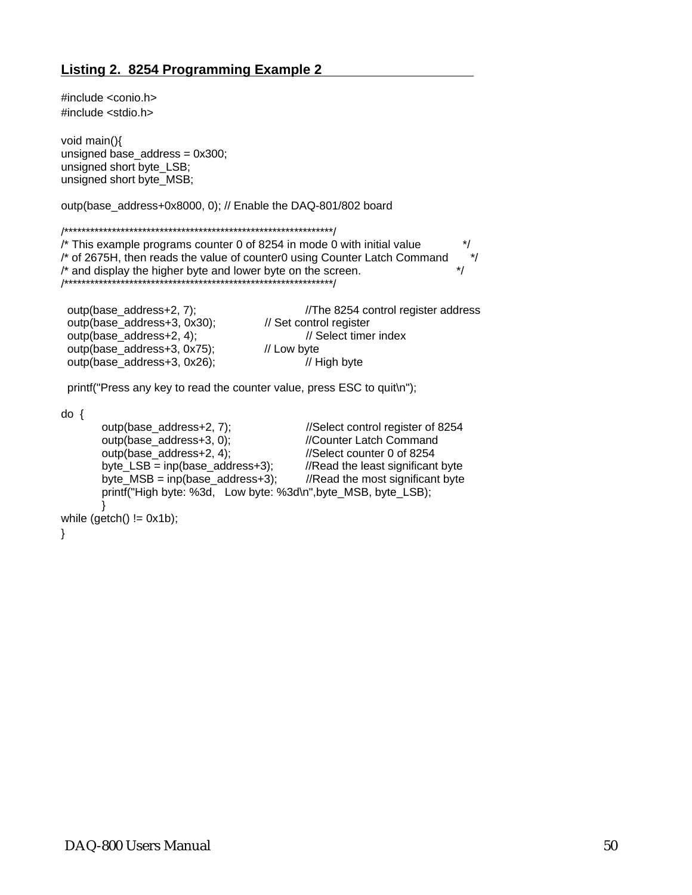**Listing 2. 8254 Programming Example 2**

```
#include <conio.h>
#include <stdio.h>

void main(){
unsigned base_address = 0x300;
unsigned short byte_LSB;
unsigned short byte_MSB;

outp(base_address+0x8000, 0); // Enable the DAQ-801/802 board

/***************************************************************/
/* This example programs counter 0 of 8254 in mode 0 with initial value          */
/* of 2675H, then reads the value of counter0 using Counter Latch Command      */
/* and display the higher byte and lower byte on the screen.                    */
/***************************************************************/

  outp(base_address+2, 7);              //The 8254 control register address
  outp(base_address+3, 0x30);       // Set control register
  outp(base_address+2, 4);              // Select timer index
  outp(base_address+3, 0x75);       // Low byte
  outp(base_address+3, 0x26);             // High byte

  printf("Press any key to read the counter value, press ESC to quit\n");

do  {
        outp(base_address+2, 7);                  //Select control register of 8254
        outp(base_address+3, 0);                  //Counter Latch Command
        outp(base_address+2, 4);                  //Select counter 0 of 8254
        byte_LSB = inp(base_address+3);          //Read the least significant byte
        byte_MSB = inp(base_address+3);         //Read the most significant byte
        printf("High byte: %3d,   Low byte: %3d\n",byte_MSB, byte_LSB);
        }
while (getch() != 0x1b);
}
```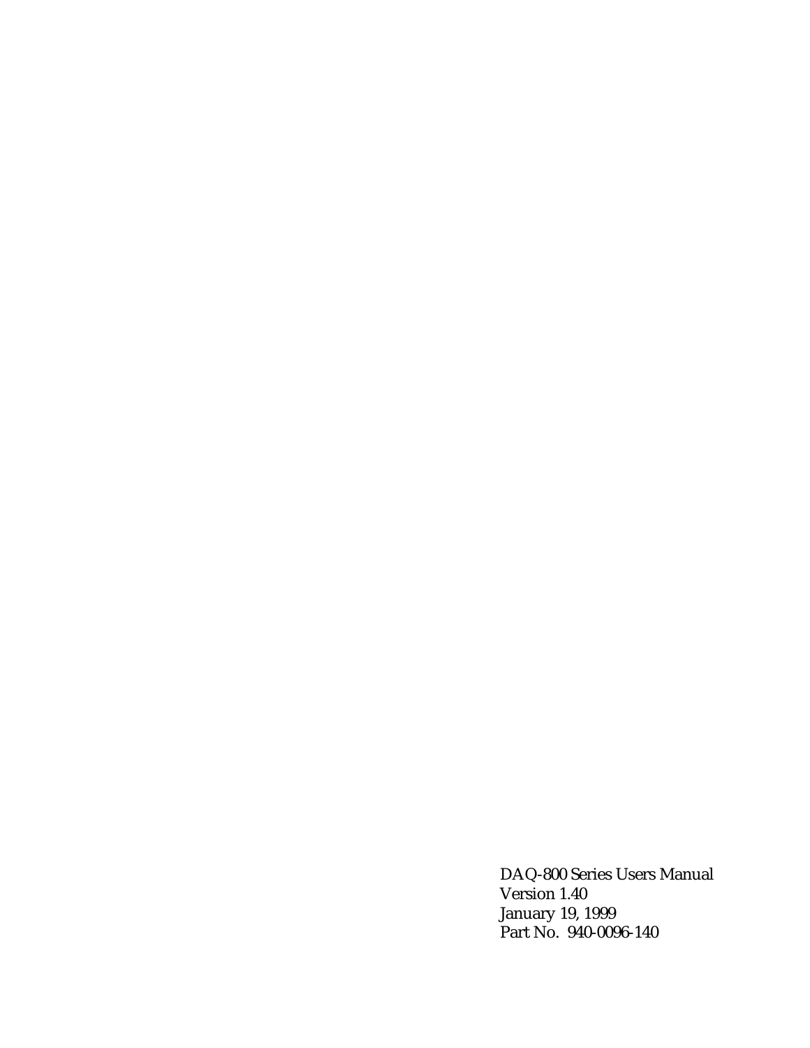DAQ-800 Series Users Manual
Version 1.40
January 19, 1999
Part No. 940-0096-140